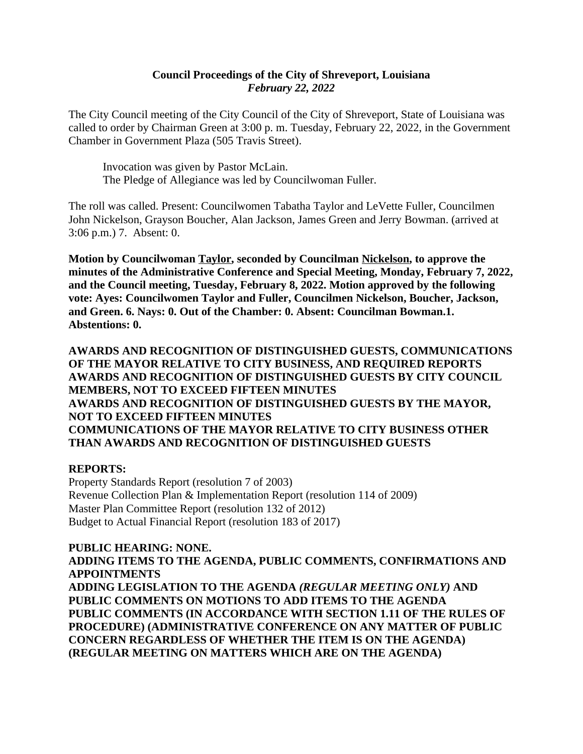**Council Proceedings of the City of Shreveport, Louisiana**
***February 22, 2022***

The City Council meeting of the City Council of the City of Shreveport, State of Louisiana was called to order by Chairman Green at 3:00 p. m. Tuesday, February 22, 2022, in the Government Chamber in Government Plaza (505 Travis Street).

Invocation was given by Pastor McLain.
The Pledge of Allegiance was led by Councilwoman Fuller.

The roll was called. Present: Councilwomen Tabatha Taylor and LeVette Fuller, Councilmen John Nickelson, Grayson Boucher, Alan Jackson, James Green and Jerry Bowman. (arrived at 3:06 p.m.) 7. Absent: 0.

**Motion by Councilwoman Taylor, seconded by Councilman Nickelson, to approve the minutes of the Administrative Conference and Special Meeting, Monday, February 7, 2022, and the Council meeting, Tuesday, February 8, 2022. Motion approved by the following vote: Ayes: Councilwomen Taylor and Fuller, Councilmen Nickelson, Boucher, Jackson, and Green. 6. Nays: 0. Out of the Chamber: 0. Absent: Councilman Bowman.1. Abstentions: 0.**

**AWARDS AND RECOGNITION OF DISTINGUISHED GUESTS, COMMUNICATIONS OF THE MAYOR RELATIVE TO CITY BUSINESS, AND REQUIRED REPORTS**
**AWARDS AND RECOGNITION OF DISTINGUISHED GUESTS BY CITY COUNCIL MEMBERS, NOT TO EXCEED FIFTEEN MINUTES**
**AWARDS AND RECOGNITION OF DISTINGUISHED GUESTS BY THE MAYOR, NOT TO EXCEED FIFTEEN MINUTES**
**COMMUNICATIONS OF THE MAYOR RELATIVE TO CITY BUSINESS OTHER THAN AWARDS AND RECOGNITION OF DISTINGUISHED GUESTS**

**REPORTS:**
Property Standards Report (resolution 7 of 2003)
Revenue Collection Plan & Implementation Report (resolution 114 of 2009)
Master Plan Committee Report (resolution 132 of 2012)
Budget to Actual Financial Report (resolution 183 of 2017)

**PUBLIC HEARING: NONE.**
**ADDING ITEMS TO THE AGENDA, PUBLIC COMMENTS, CONFIRMATIONS AND APPOINTMENTS**
**ADDING LEGISLATION TO THE AGENDA *(REGULAR MEETING ONLY)* AND PUBLIC COMMENTS ON MOTIONS TO ADD ITEMS TO THE AGENDA**
**PUBLIC COMMENTS (IN ACCORDANCE WITH SECTION 1.11 OF THE RULES OF PROCEDURE) (ADMINISTRATIVE CONFERENCE ON ANY MATTER OF PUBLIC CONCERN REGARDLESS OF WHETHER THE ITEM IS ON THE AGENDA) (REGULAR MEETING ON MATTERS WHICH ARE ON THE AGENDA)**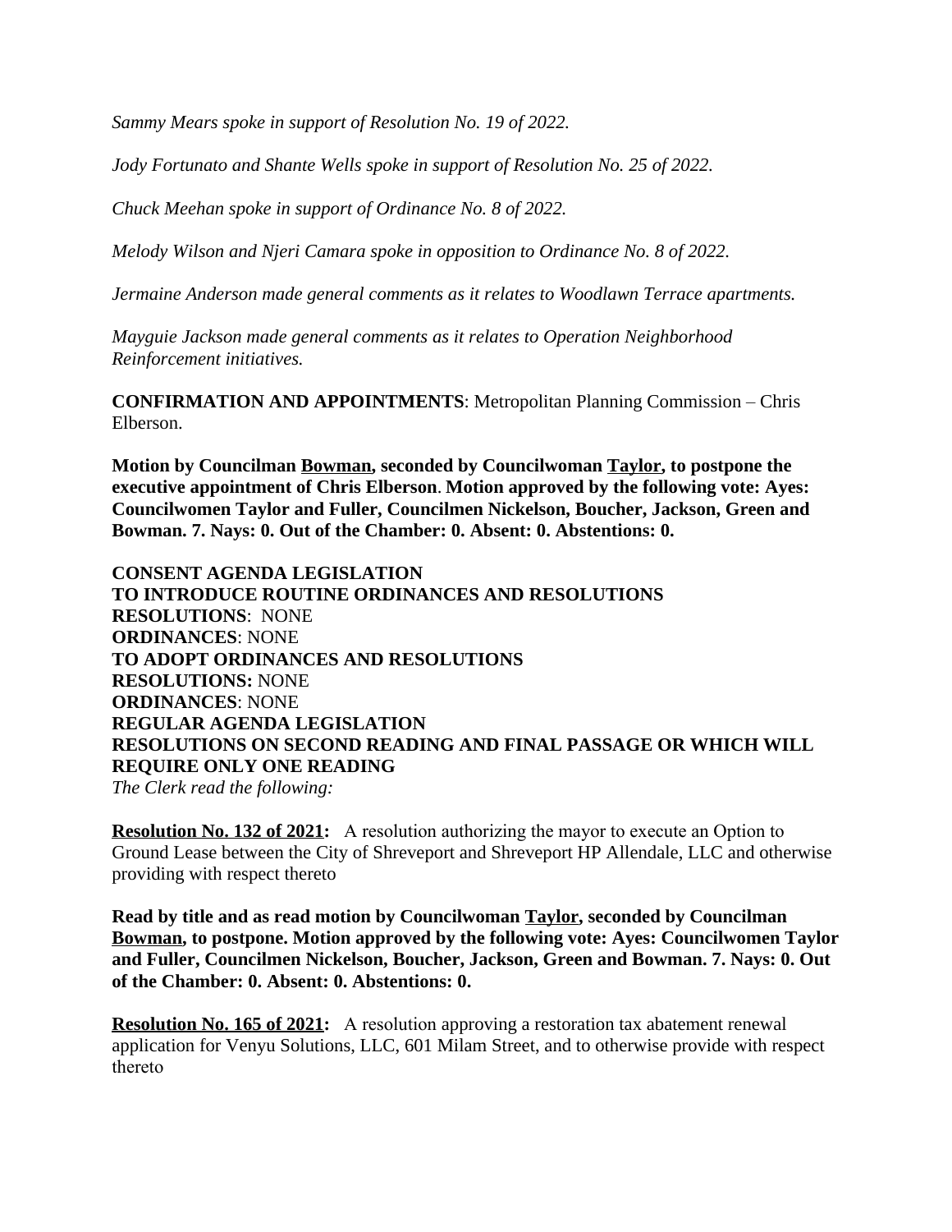*Sammy Mears spoke in support of Resolution No. 19 of 2022.*

*Jody Fortunato and Shante Wells spoke in support of Resolution No. 25 of 2022.*

*Chuck Meehan spoke in support of Ordinance No. 8 of 2022.*

*Melody Wilson and Njeri Camara spoke in opposition to Ordinance No. 8 of 2022.*

*Jermaine Anderson made general comments as it relates to Woodlawn Terrace apartments.*

*Mayguie Jackson made general comments as it relates to Operation Neighborhood Reinforcement initiatives.*

**CONFIRMATION AND APPOINTMENTS**: Metropolitan Planning Commission – Chris Elberson.

**Motion by Councilman <u>Bowman</u>, seconded by Councilwoman <u>Taylor</u>, to postpone the executive appointment of Chris Elberson**. **Motion approved by the following vote: Ayes: Councilwomen Taylor and Fuller, Councilmen Nickelson, Boucher, Jackson, Green and Bowman. 7. Nays: 0. Out of the Chamber: 0. Absent: 0. Abstentions: 0.**

**CONSENT AGENDA LEGISLATION**
**TO INTRODUCE ROUTINE ORDINANCES AND RESOLUTIONS**
**RESOLUTIONS**: NONE
**ORDINANCES**: NONE
**TO ADOPT ORDINANCES AND RESOLUTIONS**
**RESOLUTIONS:** NONE
**ORDINANCES**: NONE
**REGULAR AGENDA LEGISLATION**
**RESOLUTIONS ON SECOND READING AND FINAL PASSAGE OR WHICH WILL REQUIRE ONLY ONE READING**
*The Clerk read the following:*

**<u>Resolution No. 132 of 2021</u>:** A resolution authorizing the mayor to execute an Option to Ground Lease between the City of Shreveport and Shreveport HP Allendale, LLC and otherwise providing with respect thereto

**Read by title and as read motion by Councilwoman <u>Taylor</u>, seconded by Councilman <u>Bowman</u>, to postpone. Motion approved by the following vote: Ayes: Councilwomen Taylor and Fuller, Councilmen Nickelson, Boucher, Jackson, Green and Bowman. 7. Nays: 0. Out of the Chamber: 0. Absent: 0. Abstentions: 0.**

**<u>Resolution No. 165 of 2021</u>:** A resolution approving a restoration tax abatement renewal application for Venyu Solutions, LLC, 601 Milam Street, and to otherwise provide with respect thereto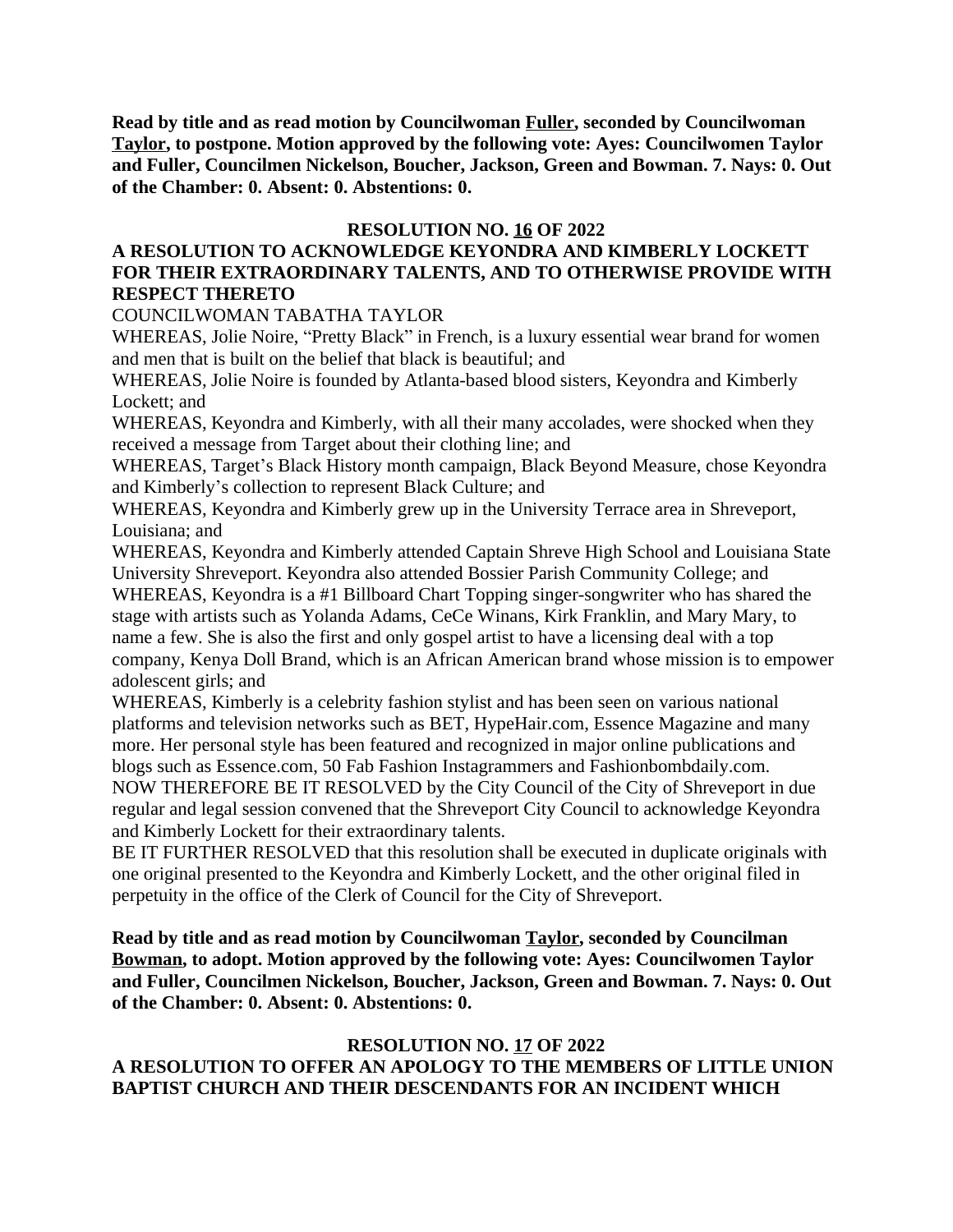**Read by title and as read motion by Councilwoman Fuller, seconded by Councilwoman Taylor, to postpone. Motion approved by the following vote: Ayes: Councilwomen Taylor and Fuller, Councilmen Nickelson, Boucher, Jackson, Green and Bowman. 7. Nays: 0. Out of the Chamber: 0. Absent: 0. Abstentions: 0.**

**RESOLUTION NO. 16 OF 2022**

**A RESOLUTION TO ACKNOWLEDGE KEYONDRA AND KIMBERLY LOCKETT FOR THEIR EXTRAORDINARY TALENTS, AND TO OTHERWISE PROVIDE WITH RESPECT THERETO**

COUNCILWOMAN TABATHA TAYLOR

WHEREAS, Jolie Noire, "Pretty Black" in French, is a luxury essential wear brand for women and men that is built on the belief that black is beautiful; and

WHEREAS, Jolie Noire is founded by Atlanta-based blood sisters, Keyondra and Kimberly Lockett; and

WHEREAS, Keyondra and Kimberly, with all their many accolades, were shocked when they received a message from Target about their clothing line; and

WHEREAS, Target's Black History month campaign, Black Beyond Measure, chose Keyondra and Kimberly's collection to represent Black Culture; and

WHEREAS, Keyondra and Kimberly grew up in the University Terrace area in Shreveport, Louisiana; and

WHEREAS, Keyondra and Kimberly attended Captain Shreve High School and Louisiana State University Shreveport. Keyondra also attended Bossier Parish Community College; and

WHEREAS, Keyondra is a #1 Billboard Chart Topping singer-songwriter who has shared the stage with artists such as Yolanda Adams, CeCe Winans, Kirk Franklin, and Mary Mary, to name a few. She is also the first and only gospel artist to have a licensing deal with a top company, Kenya Doll Brand, which is an African American brand whose mission is to empower adolescent girls; and

WHEREAS, Kimberly is a celebrity fashion stylist and has been seen on various national platforms and television networks such as BET, HypeHair.com, Essence Magazine and many more. Her personal style has been featured and recognized in major online publications and blogs such as Essence.com, 50 Fab Fashion Instagrammers and Fashionbombdaily.com.

NOW THEREFORE BE IT RESOLVED by the City Council of the City of Shreveport in due regular and legal session convened that the Shreveport City Council to acknowledge Keyondra and Kimberly Lockett for their extraordinary talents.

BE IT FURTHER RESOLVED that this resolution shall be executed in duplicate originals with one original presented to the Keyondra and Kimberly Lockett, and the other original filed in perpetuity in the office of the Clerk of Council for the City of Shreveport.

**Read by title and as read motion by Councilwoman Taylor, seconded by Councilman Bowman, to adopt. Motion approved by the following vote: Ayes: Councilwomen Taylor and Fuller, Councilmen Nickelson, Boucher, Jackson, Green and Bowman. 7. Nays: 0. Out of the Chamber: 0. Absent: 0. Abstentions: 0.**

**RESOLUTION NO. 17 OF 2022**

**A RESOLUTION TO OFFER AN APOLOGY TO THE MEMBERS OF LITTLE UNION BAPTIST CHURCH AND THEIR DESCENDANTS FOR AN INCIDENT WHICH**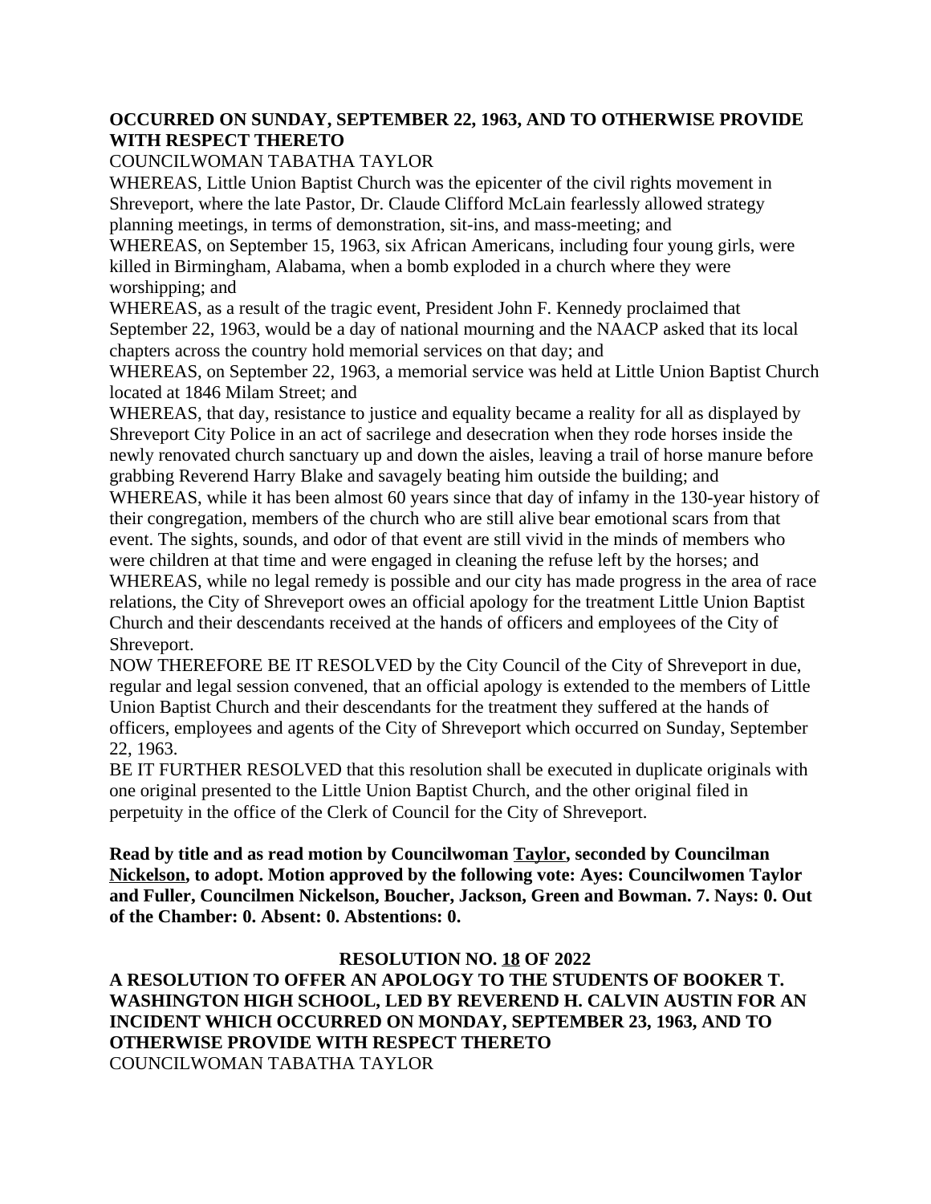**OCCURRED ON SUNDAY, SEPTEMBER 22, 1963, AND TO OTHERWISE PROVIDE WITH RESPECT THERETO**

COUNCILWOMAN TABATHA TAYLOR

WHEREAS, Little Union Baptist Church was the epicenter of the civil rights movement in Shreveport, where the late Pastor, Dr. Claude Clifford McLain fearlessly allowed strategy planning meetings, in terms of demonstration, sit-ins, and mass-meeting; and

WHEREAS, on September 15, 1963, six African Americans, including four young girls, were killed in Birmingham, Alabama, when a bomb exploded in a church where they were worshipping; and

WHEREAS, as a result of the tragic event, President John F. Kennedy proclaimed that September 22, 1963, would be a day of national mourning and the NAACP asked that its local chapters across the country hold memorial services on that day; and

WHEREAS, on September 22, 1963, a memorial service was held at Little Union Baptist Church located at 1846 Milam Street; and

WHEREAS, that day, resistance to justice and equality became a reality for all as displayed by Shreveport City Police in an act of sacrilege and desecration when they rode horses inside the newly renovated church sanctuary up and down the aisles, leaving a trail of horse manure before grabbing Reverend Harry Blake and savagely beating him outside the building; and

WHEREAS, while it has been almost 60 years since that day of infamy in the 130-year history of their congregation, members of the church who are still alive bear emotional scars from that event. The sights, sounds, and odor of that event are still vivid in the minds of members who were children at that time and were engaged in cleaning the refuse left by the horses; and

WHEREAS, while no legal remedy is possible and our city has made progress in the area of race relations, the City of Shreveport owes an official apology for the treatment Little Union Baptist Church and their descendants received at the hands of officers and employees of the City of Shreveport.

NOW THEREFORE BE IT RESOLVED by the City Council of the City of Shreveport in due, regular and legal session convened, that an official apology is extended to the members of Little Union Baptist Church and their descendants for the treatment they suffered at the hands of officers, employees and agents of the City of Shreveport which occurred on Sunday, September 22, 1963.

BE IT FURTHER RESOLVED that this resolution shall be executed in duplicate originals with one original presented to the Little Union Baptist Church, and the other original filed in perpetuity in the office of the Clerk of Council for the City of Shreveport.

**Read by title and as read motion by Councilwoman Taylor, seconded by Councilman Nickelson, to adopt. Motion approved by the following vote: Ayes: Councilwomen Taylor and Fuller, Councilmen Nickelson, Boucher, Jackson, Green and Bowman. 7. Nays: 0. Out of the Chamber: 0. Absent: 0. Abstentions: 0.**

**RESOLUTION NO. 18 OF 2022**

**A RESOLUTION TO OFFER AN APOLOGY TO THE STUDENTS OF BOOKER T. WASHINGTON HIGH SCHOOL, LED BY REVEREND H. CALVIN AUSTIN FOR AN INCIDENT WHICH OCCURRED ON MONDAY, SEPTEMBER 23, 1963, AND TO OTHERWISE PROVIDE WITH RESPECT THERETO**

COUNCILWOMAN TABATHA TAYLOR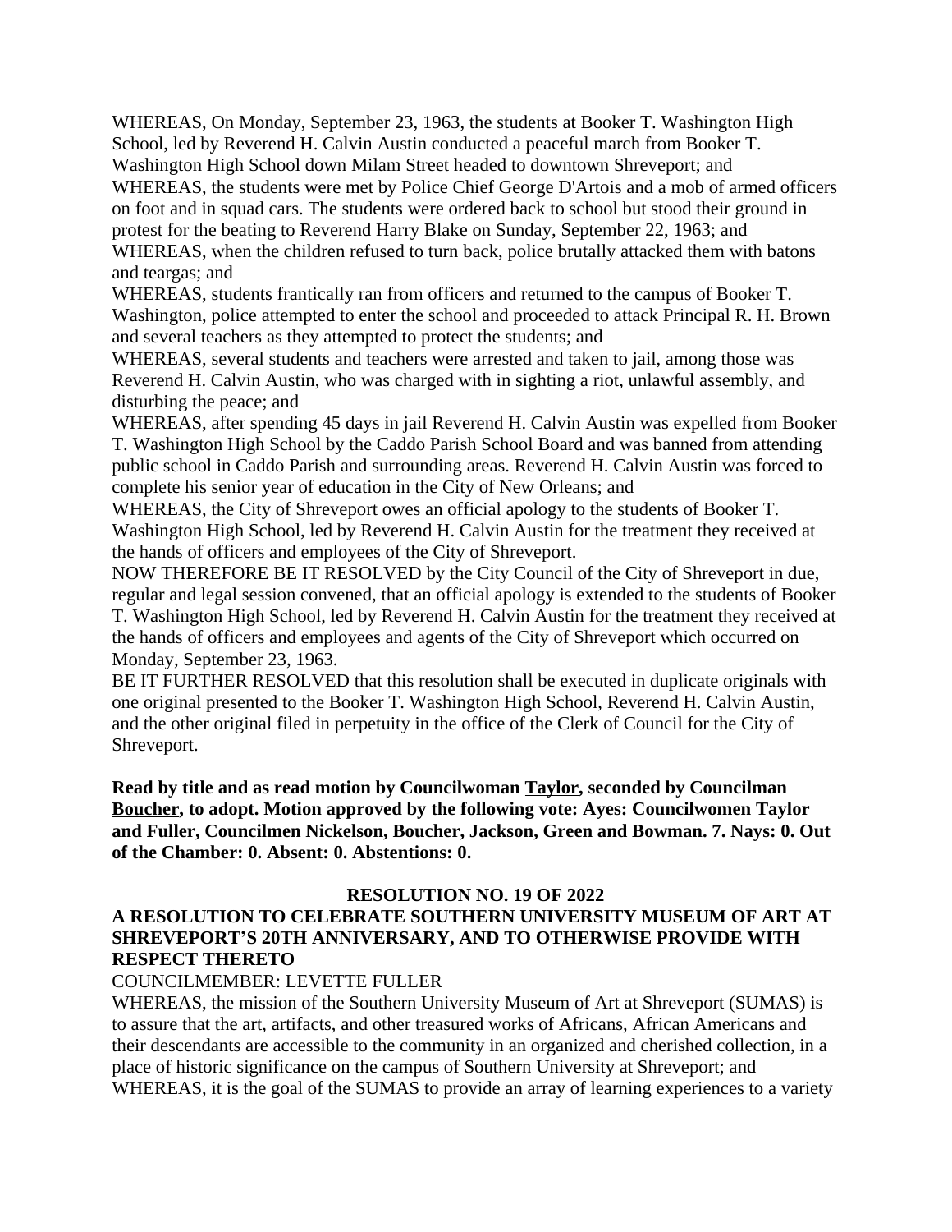WHEREAS, On Monday, September 23, 1963, the students at Booker T. Washington High School, led by Reverend H. Calvin Austin conducted a peaceful march from Booker T. Washington High School down Milam Street headed to downtown Shreveport; and

WHEREAS, the students were met by Police Chief George D'Artois and a mob of armed officers on foot and in squad cars. The students were ordered back to school but stood their ground in protest for the beating to Reverend Harry Blake on Sunday, September 22, 1963; and

WHEREAS, when the children refused to turn back, police brutally attacked them with batons and teargas; and

WHEREAS, students frantically ran from officers and returned to the campus of Booker T. Washington, police attempted to enter the school and proceeded to attack Principal R. H. Brown and several teachers as they attempted to protect the students; and

WHEREAS, several students and teachers were arrested and taken to jail, among those was Reverend H. Calvin Austin, who was charged with in sighting a riot, unlawful assembly, and disturbing the peace; and

WHEREAS, after spending 45 days in jail Reverend H. Calvin Austin was expelled from Booker T. Washington High School by the Caddo Parish School Board and was banned from attending public school in Caddo Parish and surrounding areas. Reverend H. Calvin Austin was forced to complete his senior year of education in the City of New Orleans; and

WHEREAS, the City of Shreveport owes an official apology to the students of Booker T. Washington High School, led by Reverend H. Calvin Austin for the treatment they received at the hands of officers and employees of the City of Shreveport.

NOW THEREFORE BE IT RESOLVED by the City Council of the City of Shreveport in due, regular and legal session convened, that an official apology is extended to the students of Booker T. Washington High School, led by Reverend H. Calvin Austin for the treatment they received at the hands of officers and employees and agents of the City of Shreveport which occurred on Monday, September 23, 1963.

BE IT FURTHER RESOLVED that this resolution shall be executed in duplicate originals with one original presented to the Booker T. Washington High School, Reverend H. Calvin Austin, and the other original filed in perpetuity in the office of the Clerk of Council for the City of Shreveport.

**Read by title and as read motion by Councilwoman Taylor, seconded by Councilman Boucher, to adopt. Motion approved by the following vote: Ayes: Councilwomen Taylor and Fuller, Councilmen Nickelson, Boucher, Jackson, Green and Bowman. 7. Nays: 0. Out of the Chamber: 0. Absent: 0. Abstentions: 0.**

## RESOLUTION NO. 19 OF 2022

## A RESOLUTION TO CELEBRATE SOUTHERN UNIVERSITY MUSEUM OF ART AT SHREVEPORT'S 20TH ANNIVERSARY, AND TO OTHERWISE PROVIDE WITH RESPECT THERETO

COUNCILMEMBER: LEVETTE FULLER

WHEREAS, the mission of the Southern University Museum of Art at Shreveport (SUMAS) is to assure that the art, artifacts, and other treasured works of Africans, African Americans and their descendants are accessible to the community in an organized and cherished collection, in a place of historic significance on the campus of Southern University at Shreveport; and

WHEREAS, it is the goal of the SUMAS to provide an array of learning experiences to a variety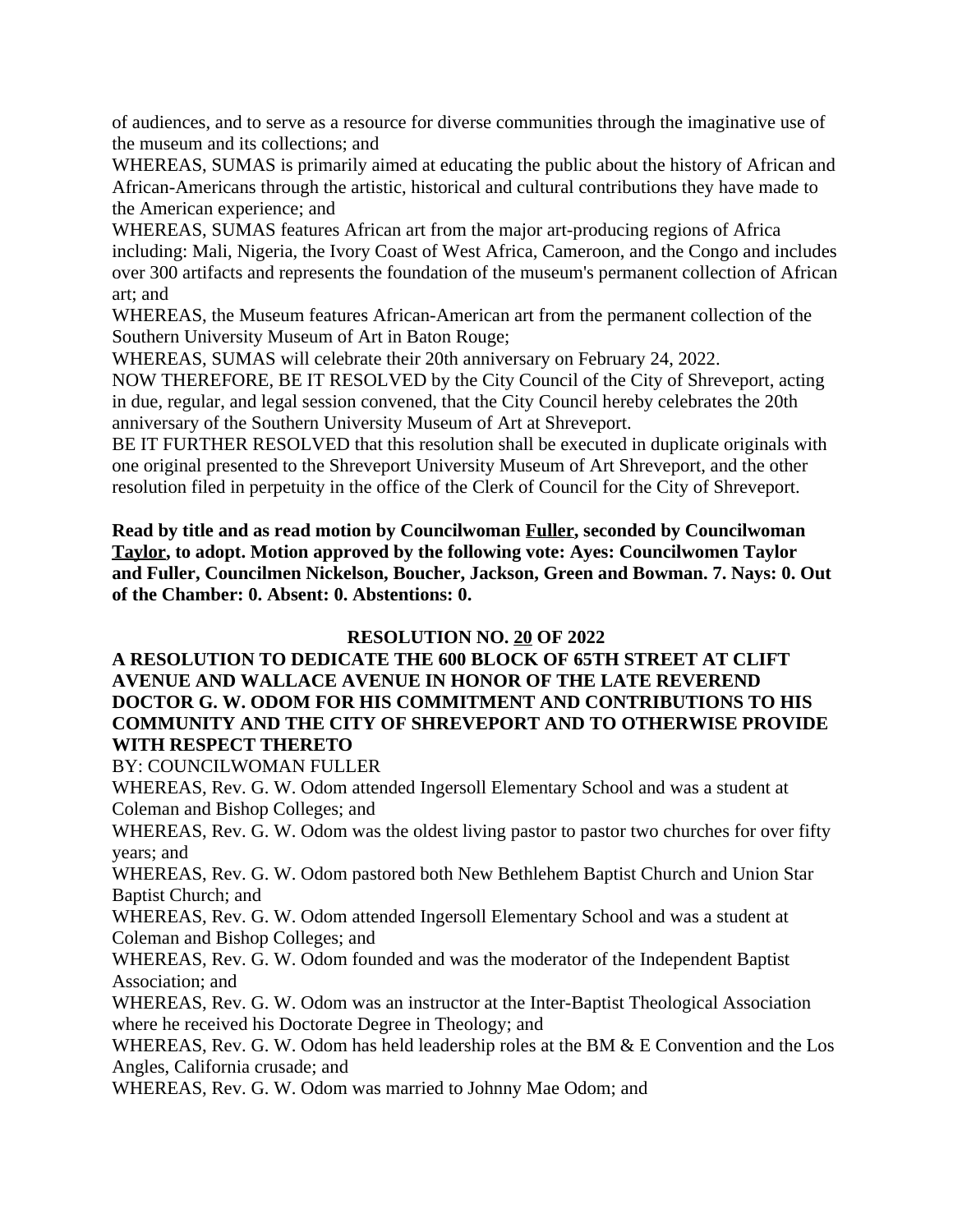of audiences, and to serve as a resource for diverse communities through the imaginative use of the museum and its collections; and

WHEREAS, SUMAS is primarily aimed at educating the public about the history of African and African-Americans through the artistic, historical and cultural contributions they have made to the American experience; and

WHEREAS, SUMAS features African art from the major art-producing regions of Africa including: Mali, Nigeria, the Ivory Coast of West Africa, Cameroon, and the Congo and includes over 300 artifacts and represents the foundation of the museum's permanent collection of African art; and

WHEREAS, the Museum features African-American art from the permanent collection of the Southern University Museum of Art in Baton Rouge;

WHEREAS, SUMAS will celebrate their 20th anniversary on February 24, 2022.

NOW THEREFORE, BE IT RESOLVED by the City Council of the City of Shreveport, acting in due, regular, and legal session convened, that the City Council hereby celebrates the 20th anniversary of the Southern University Museum of Art at Shreveport.

BE IT FURTHER RESOLVED that this resolution shall be executed in duplicate originals with one original presented to the Shreveport University Museum of Art Shreveport, and the other resolution filed in perpetuity in the office of the Clerk of Council for the City of Shreveport.

**Read by title and as read motion by Councilwoman Fuller, seconded by Councilwoman Taylor, to adopt. Motion approved by the following vote: Ayes: Councilwomen Taylor and Fuller, Councilmen Nickelson, Boucher, Jackson, Green and Bowman. 7. Nays: 0. Out of the Chamber: 0. Absent: 0. Abstentions: 0.**

**RESOLUTION NO. 20 OF 2022**

**A RESOLUTION TO DEDICATE THE 600 BLOCK OF 65TH STREET AT CLIFT AVENUE AND WALLACE AVENUE IN HONOR OF THE LATE REVEREND DOCTOR G. W. ODOM FOR HIS COMMITMENT AND CONTRIBUTIONS TO HIS COMMUNITY AND THE CITY OF SHREVEPORT AND TO OTHERWISE PROVIDE WITH RESPECT THERETO**

BY: COUNCILWOMAN FULLER

WHEREAS, Rev. G. W. Odom attended Ingersoll Elementary School and was a student at Coleman and Bishop Colleges; and

WHEREAS, Rev. G. W. Odom was the oldest living pastor to pastor two churches for over fifty years; and

WHEREAS, Rev. G. W. Odom pastored both New Bethlehem Baptist Church and Union Star Baptist Church; and

WHEREAS, Rev. G. W. Odom attended Ingersoll Elementary School and was a student at Coleman and Bishop Colleges; and

WHEREAS, Rev. G. W. Odom founded and was the moderator of the Independent Baptist Association; and

WHEREAS, Rev. G. W. Odom was an instructor at the Inter-Baptist Theological Association where he received his Doctorate Degree in Theology; and

WHEREAS, Rev. G. W. Odom has held leadership roles at the BM & E Convention and the Los Angles, California crusade; and

WHEREAS, Rev. G. W. Odom was married to Johnny Mae Odom; and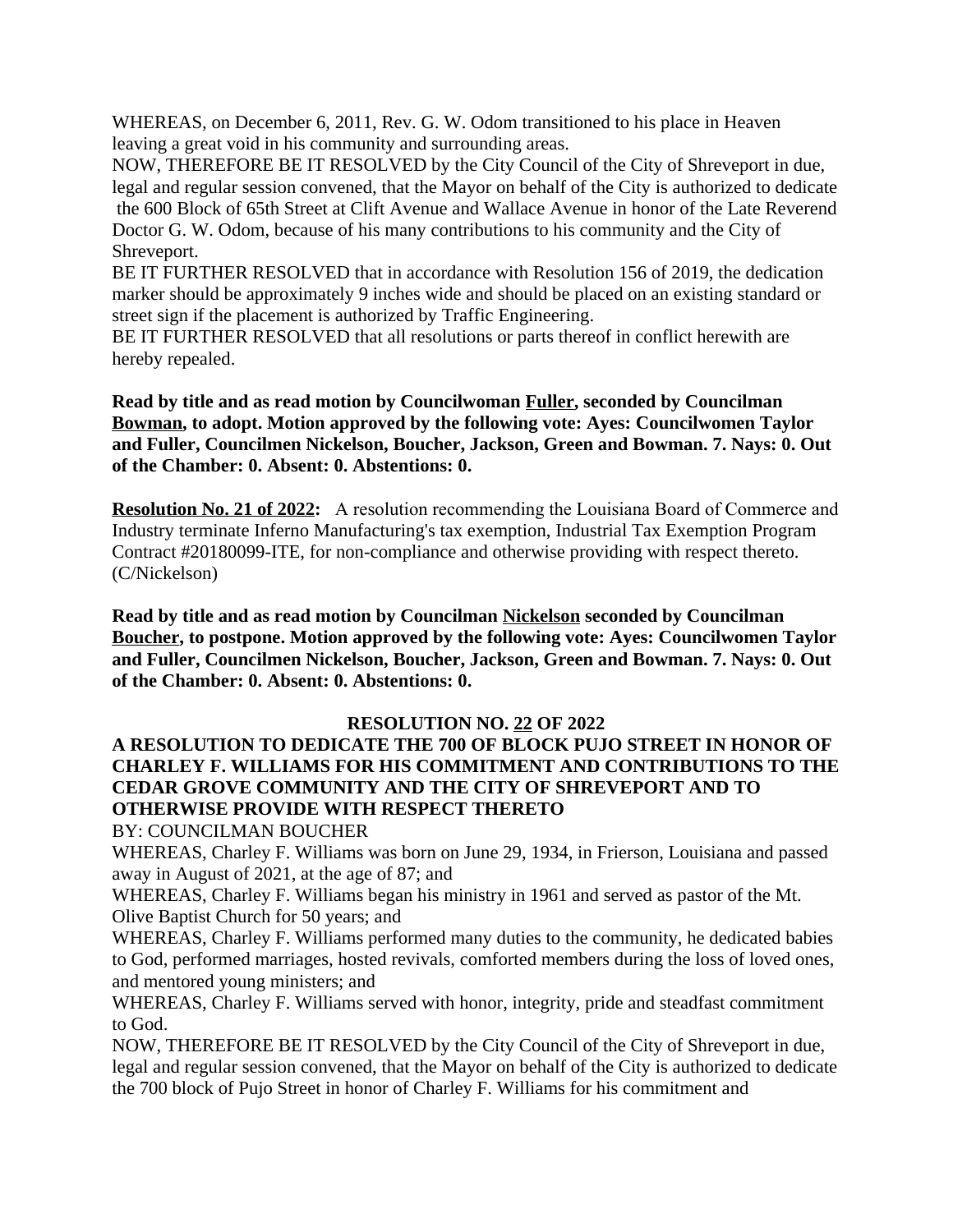WHEREAS, on December 6, 2011, Rev. G. W. Odom transitioned to his place in Heaven leaving a great void in his community and surrounding areas.

NOW, THEREFORE BE IT RESOLVED by the City Council of the City of Shreveport in due, legal and regular session convened, that the Mayor on behalf of the City is authorized to dedicate the 600 Block of 65th Street at Clift Avenue and Wallace Avenue in honor of the Late Reverend Doctor G. W. Odom, because of his many contributions to his community and the City of Shreveport.

BE IT FURTHER RESOLVED that in accordance with Resolution 156 of 2019, the dedication marker should be approximately 9 inches wide and should be placed on an existing standard or street sign if the placement is authorized by Traffic Engineering.

BE IT FURTHER RESOLVED that all resolutions or parts thereof in conflict herewith are hereby repealed.

**Read by title and as read motion by Councilwoman Fuller, seconded by Councilman Bowman, to adopt. Motion approved by the following vote: Ayes: Councilwomen Taylor and Fuller, Councilmen Nickelson, Boucher, Jackson, Green and Bowman. 7. Nays: 0. Out of the Chamber: 0. Absent: 0. Abstentions: 0.**

**Resolution No. 21 of 2022:** A resolution recommending the Louisiana Board of Commerce and Industry terminate Inferno Manufacturing's tax exemption, Industrial Tax Exemption Program Contract #20180099-ITE, for non-compliance and otherwise providing with respect thereto. (C/Nickelson)

**Read by title and as read motion by Councilman Nickelson seconded by Councilman Boucher, to postpone. Motion approved by the following vote: Ayes: Councilwomen Taylor and Fuller, Councilmen Nickelson, Boucher, Jackson, Green and Bowman. 7. Nays: 0. Out of the Chamber: 0. Absent: 0. Abstentions: 0.**

**RESOLUTION NO. 22 OF 2022**

**A RESOLUTION TO DEDICATE THE 700 OF BLOCK PUJO STREET IN HONOR OF CHARLEY F. WILLIAMS FOR HIS COMMITMENT AND CONTRIBUTIONS TO THE CEDAR GROVE COMMUNITY AND THE CITY OF SHREVEPORT AND TO OTHERWISE PROVIDE WITH RESPECT THERETO**

BY: COUNCILMAN BOUCHER

WHEREAS, Charley F. Williams was born on June 29, 1934, in Frierson, Louisiana and passed away in August of 2021, at the age of 87; and

WHEREAS, Charley F. Williams began his ministry in 1961 and served as pastor of the Mt. Olive Baptist Church for 50 years; and

WHEREAS, Charley F. Williams performed many duties to the community, he dedicated babies to God, performed marriages, hosted revivals, comforted members during the loss of loved ones, and mentored young ministers; and

WHEREAS, Charley F. Williams served with honor, integrity, pride and steadfast commitment to God.

NOW, THEREFORE BE IT RESOLVED by the City Council of the City of Shreveport in due, legal and regular session convened, that the Mayor on behalf of the City is authorized to dedicate the 700 block of Pujo Street in honor of Charley F. Williams for his commitment and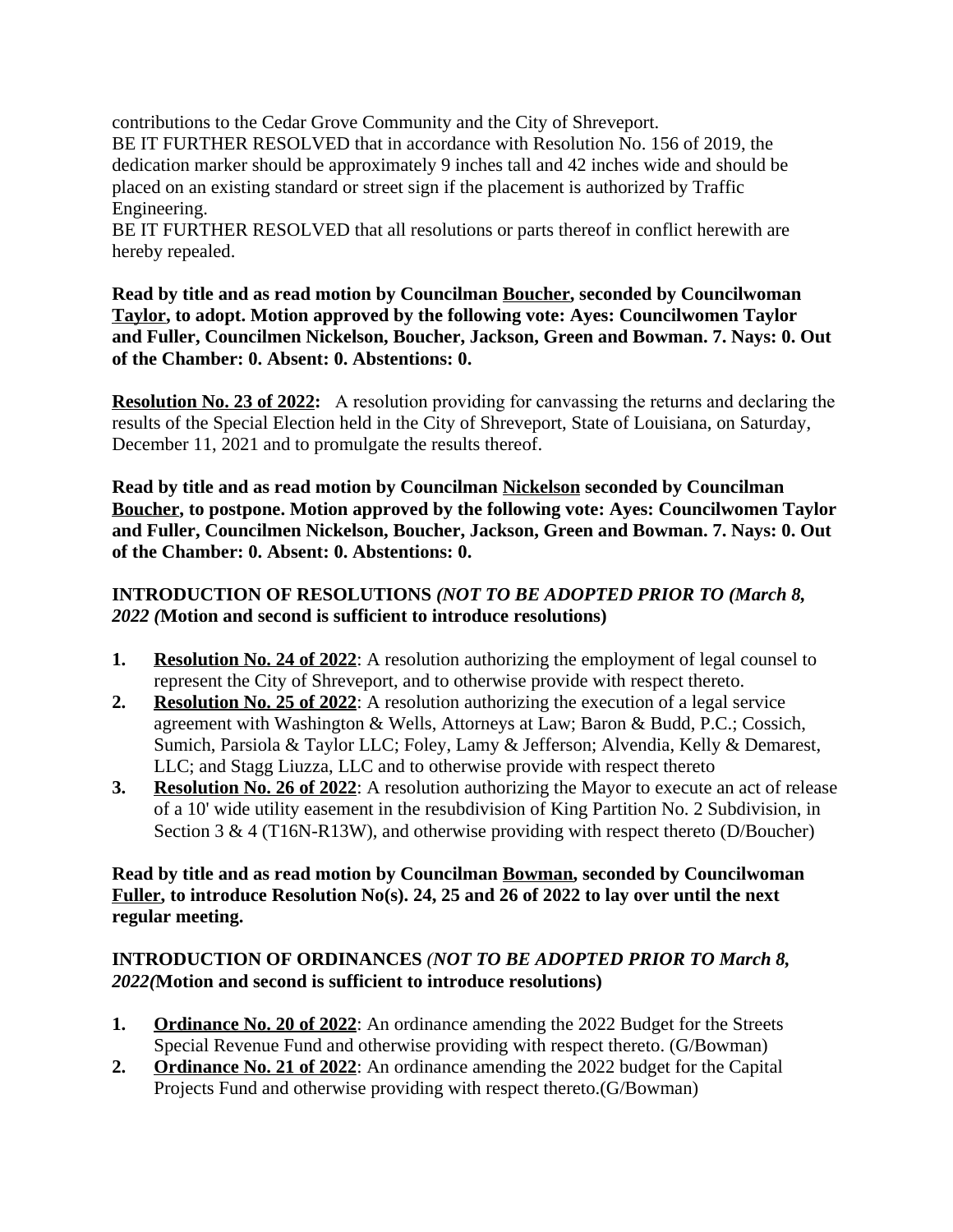contributions to the Cedar Grove Community and the City of Shreveport.
BE IT FURTHER RESOLVED that in accordance with Resolution No. 156 of 2019, the dedication marker should be approximately 9 inches tall and 42 inches wide and should be placed on an existing standard or street sign if the placement is authorized by Traffic Engineering.
BE IT FURTHER RESOLVED that all resolutions or parts thereof in conflict herewith are hereby repealed.

**Read by title and as read motion by Councilman Boucher, seconded by Councilwoman Taylor, to adopt. Motion approved by the following vote: Ayes: Councilwomen Taylor and Fuller, Councilmen Nickelson, Boucher, Jackson, Green and Bowman. 7. Nays: 0. Out of the Chamber: 0. Absent: 0. Abstentions: 0.**

**Resolution No. 23 of 2022:** A resolution providing for canvassing the returns and declaring the results of the Special Election held in the City of Shreveport, State of Louisiana, on Saturday, December 11, 2021 and to promulgate the results thereof.

**Read by title and as read motion by Councilman Nickelson seconded by Councilman Boucher, to postpone. Motion approved by the following vote: Ayes: Councilwomen Taylor and Fuller, Councilmen Nickelson, Boucher, Jackson, Green and Bowman. 7. Nays: 0. Out of the Chamber: 0. Absent: 0. Abstentions: 0.**

**INTRODUCTION OF RESOLUTIONS *(NOT TO BE ADOPTED PRIOR TO (March 8, 2022 (*Motion and second is sufficient to introduce resolutions)**

1. **Resolution No. 24 of 2022**: A resolution authorizing the employment of legal counsel to represent the City of Shreveport, and to otherwise provide with respect thereto.
2. **Resolution No. 25 of 2022**: A resolution authorizing the execution of a legal service agreement with Washington & Wells, Attorneys at Law; Baron & Budd, P.C.; Cossich, Sumich, Parsiola & Taylor LLC; Foley, Lamy & Jefferson; Alvendia, Kelly & Demarest, LLC; and Stagg Liuzza, LLC and to otherwise provide with respect thereto
3. **Resolution No. 26 of 2022**: A resolution authorizing the Mayor to execute an act of release of a 10' wide utility easement in the resubdivision of King Partition No. 2 Subdivision, in Section 3 & 4 (T16N-R13W), and otherwise providing with respect thereto (D/Boucher)

**Read by title and as read motion by Councilman Bowman, seconded by Councilwoman Fuller, to introduce Resolution No(s). 24, 25 and 26 of 2022 to lay over until the next regular meeting.**

**INTRODUCTION OF ORDINANCES *(NOT TO BE ADOPTED PRIOR TO March 8, 2022(*Motion and second is sufficient to introduce resolutions)**

1. **Ordinance No. 20 of 2022**: An ordinance amending the 2022 Budget for the Streets Special Revenue Fund and otherwise providing with respect thereto. (G/Bowman)
2. **Ordinance No. 21 of 2022**: An ordinance amending the 2022 budget for the Capital Projects Fund and otherwise providing with respect thereto.(G/Bowman)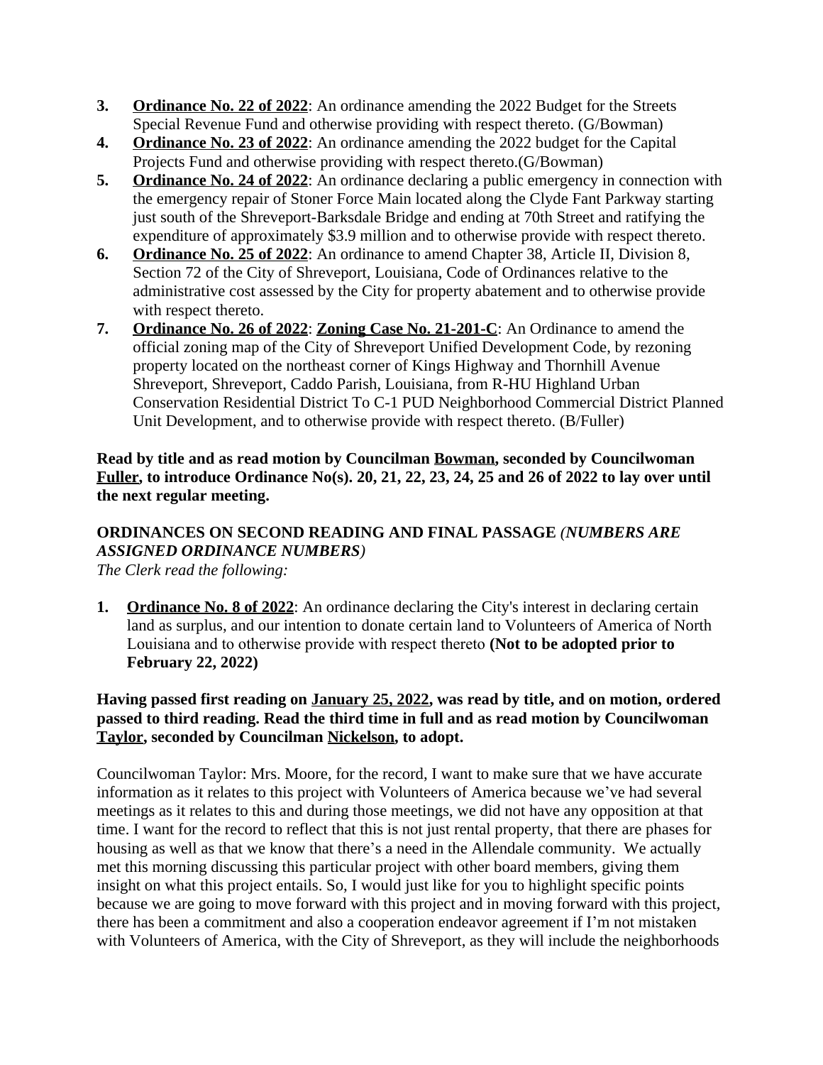3. **Ordinance No. 22 of 2022**: An ordinance amending the 2022 Budget for the Streets Special Revenue Fund and otherwise providing with respect thereto. (G/Bowman)
4. **Ordinance No. 23 of 2022**: An ordinance amending the 2022 budget for the Capital Projects Fund and otherwise providing with respect thereto.(G/Bowman)
5. **Ordinance No. 24 of 2022**: An ordinance declaring a public emergency in connection with the emergency repair of Stoner Force Main located along the Clyde Fant Parkway starting just south of the Shreveport-Barksdale Bridge and ending at 70th Street and ratifying the expenditure of approximately $3.9 million and to otherwise provide with respect thereto.
6. **Ordinance No. 25 of 2022**: An ordinance to amend Chapter 38, Article II, Division 8, Section 72 of the City of Shreveport, Louisiana, Code of Ordinances relative to the administrative cost assessed by the City for property abatement and to otherwise provide with respect thereto.
7. **Ordinance No. 26 of 2022**: **Zoning Case No. 21-201-C**: An Ordinance to amend the official zoning map of the City of Shreveport Unified Development Code, by rezoning property located on the northeast corner of Kings Highway and Thornhill Avenue Shreveport, Shreveport, Caddo Parish, Louisiana, from R-HU Highland Urban Conservation Residential District To C-1 PUD Neighborhood Commercial District Planned Unit Development, and to otherwise provide with respect thereto. (B/Fuller)

**Read by title and as read motion by Councilman Bowman, seconded by Councilwoman Fuller, to introduce Ordinance No(s). 20, 21, 22, 23, 24, 25 and 26 of 2022 to lay over until the next regular meeting.**

**ORDINANCES ON SECOND READING AND FINAL PASSAGE *(NUMBERS ARE ASSIGNED ORDINANCE NUMBERS)***

*The Clerk read the following:*

1. **Ordinance No. 8 of 2022**: An ordinance declaring the City's interest in declaring certain land as surplus, and our intention to donate certain land to Volunteers of America of North Louisiana and to otherwise provide with respect thereto **(Not to be adopted prior to February 22, 2022)**

**Having passed first reading on January 25, 2022, was read by title, and on motion, ordered passed to third reading. Read the third time in full and as read motion by Councilwoman Taylor, seconded by Councilman Nickelson, to adopt.**

Councilwoman Taylor: Mrs. Moore, for the record, I want to make sure that we have accurate information as it relates to this project with Volunteers of America because we've had several meetings as it relates to this and during those meetings, we did not have any opposition at that time. I want for the record to reflect that this is not just rental property, that there are phases for housing as well as that we know that there's a need in the Allendale community. We actually met this morning discussing this particular project with other board members, giving them insight on what this project entails. So, I would just like for you to highlight specific points because we are going to move forward with this project and in moving forward with this project, there has been a commitment and also a cooperation endeavor agreement if I'm not mistaken with Volunteers of America, with the City of Shreveport, as they will include the neighborhoods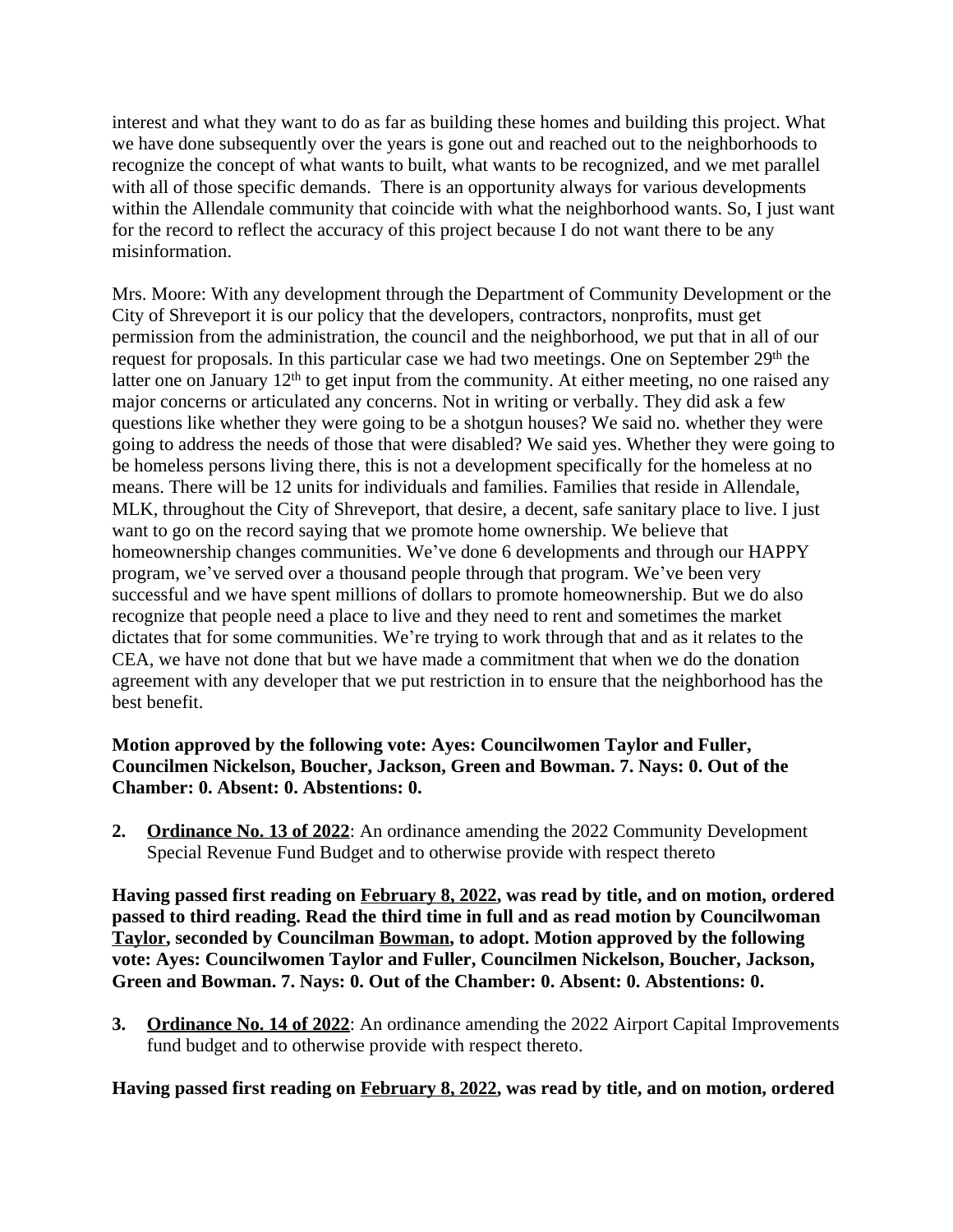interest and what they want to do as far as building these homes and building this project. What we have done subsequently over the years is gone out and reached out to the neighborhoods to recognize the concept of what wants to built, what wants to be recognized, and we met parallel with all of those specific demands. There is an opportunity always for various developments within the Allendale community that coincide with what the neighborhood wants. So, I just want for the record to reflect the accuracy of this project because I do not want there to be any misinformation.

Mrs. Moore: With any development through the Department of Community Development or the City of Shreveport it is our policy that the developers, contractors, nonprofits, must get permission from the administration, the council and the neighborhood, we put that in all of our request for proposals. In this particular case we had two meetings. One on September 29th the latter one on January 12th to get input from the community. At either meeting, no one raised any major concerns or articulated any concerns. Not in writing or verbally. They did ask a few questions like whether they were going to be a shotgun houses? We said no. whether they were going to address the needs of those that were disabled? We said yes. Whether they were going to be homeless persons living there, this is not a development specifically for the homeless at no means. There will be 12 units for individuals and families. Families that reside in Allendale, MLK, throughout the City of Shreveport, that desire, a decent, safe sanitary place to live. I just want to go on the record saying that we promote home ownership. We believe that homeownership changes communities. We've done 6 developments and through our HAPPY program, we've served over a thousand people through that program. We've been very successful and we have spent millions of dollars to promote homeownership. But we do also recognize that people need a place to live and they need to rent and sometimes the market dictates that for some communities. We're trying to work through that and as it relates to the CEA, we have not done that but we have made a commitment that when we do the donation agreement with any developer that we put restriction in to ensure that the neighborhood has the best benefit.

**Motion approved by the following vote: Ayes: Councilwomen Taylor and Fuller, Councilmen Nickelson, Boucher, Jackson, Green and Bowman. 7. Nays: 0. Out of the Chamber: 0. Absent: 0. Abstentions: 0.**

2. **Ordinance No. 13 of 2022**: An ordinance amending the 2022 Community Development Special Revenue Fund Budget and to otherwise provide with respect thereto

**Having passed first reading on February 8, 2022, was read by title, and on motion, ordered passed to third reading. Read the third time in full and as read motion by Councilwoman Taylor, seconded by Councilman Bowman, to adopt. Motion approved by the following vote: Ayes: Councilwomen Taylor and Fuller, Councilmen Nickelson, Boucher, Jackson, Green and Bowman. 7. Nays: 0. Out of the Chamber: 0. Absent: 0. Abstentions: 0.**

3. **Ordinance No. 14 of 2022**: An ordinance amending the 2022 Airport Capital Improvements fund budget and to otherwise provide with respect thereto.

**Having passed first reading on February 8, 2022, was read by title, and on motion, ordered**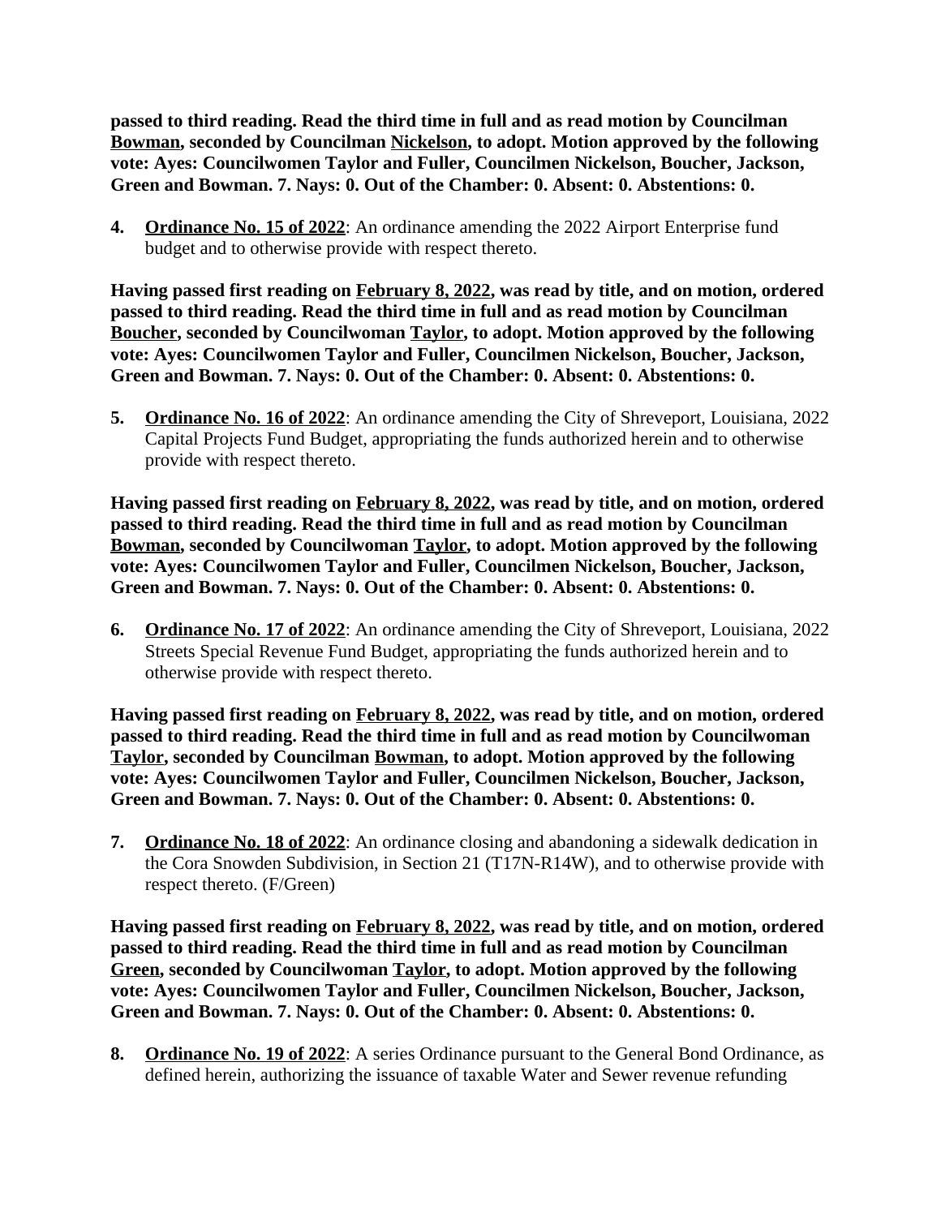**passed to third reading. Read the third time in full and as read motion by Councilman Bowman, seconded by Councilman Nickelson, to adopt. Motion approved by the following vote: Ayes: Councilwomen Taylor and Fuller, Councilmen Nickelson, Boucher, Jackson, Green and Bowman. 7. Nays: 0. Out of the Chamber: 0. Absent: 0. Abstentions: 0.**

4. **Ordinance No. 15 of 2022**: An ordinance amending the 2022 Airport Enterprise fund budget and to otherwise provide with respect thereto.

**Having passed first reading on February 8, 2022, was read by title, and on motion, ordered passed to third reading. Read the third time in full and as read motion by Councilman Boucher, seconded by Councilwoman Taylor, to adopt. Motion approved by the following vote: Ayes: Councilwomen Taylor and Fuller, Councilmen Nickelson, Boucher, Jackson, Green and Bowman. 7. Nays: 0. Out of the Chamber: 0. Absent: 0. Abstentions: 0.**

5. **Ordinance No. 16 of 2022**: An ordinance amending the City of Shreveport, Louisiana, 2022 Capital Projects Fund Budget, appropriating the funds authorized herein and to otherwise provide with respect thereto.

**Having passed first reading on February 8, 2022, was read by title, and on motion, ordered passed to third reading. Read the third time in full and as read motion by Councilman Bowman, seconded by Councilwoman Taylor, to adopt. Motion approved by the following vote: Ayes: Councilwomen Taylor and Fuller, Councilmen Nickelson, Boucher, Jackson, Green and Bowman. 7. Nays: 0. Out of the Chamber: 0. Absent: 0. Abstentions: 0.**

6. **Ordinance No. 17 of 2022**: An ordinance amending the City of Shreveport, Louisiana, 2022 Streets Special Revenue Fund Budget, appropriating the funds authorized herein and to otherwise provide with respect thereto.

**Having passed first reading on February 8, 2022, was read by title, and on motion, ordered passed to third reading. Read the third time in full and as read motion by Councilwoman Taylor, seconded by Councilman Bowman, to adopt. Motion approved by the following vote: Ayes: Councilwomen Taylor and Fuller, Councilmen Nickelson, Boucher, Jackson, Green and Bowman. 7. Nays: 0. Out of the Chamber: 0. Absent: 0. Abstentions: 0.**

7. **Ordinance No. 18 of 2022**: An ordinance closing and abandoning a sidewalk dedication in the Cora Snowden Subdivision, in Section 21 (T17N-R14W), and to otherwise provide with respect thereto. (F/Green)

**Having passed first reading on February 8, 2022, was read by title, and on motion, ordered passed to third reading. Read the third time in full and as read motion by Councilman Green, seconded by Councilwoman Taylor, to adopt. Motion approved by the following vote: Ayes: Councilwomen Taylor and Fuller, Councilmen Nickelson, Boucher, Jackson, Green and Bowman. 7. Nays: 0. Out of the Chamber: 0. Absent: 0. Abstentions: 0.**

8. **Ordinance No. 19 of 2022**: A series Ordinance pursuant to the General Bond Ordinance, as defined herein, authorizing the issuance of taxable Water and Sewer revenue refunding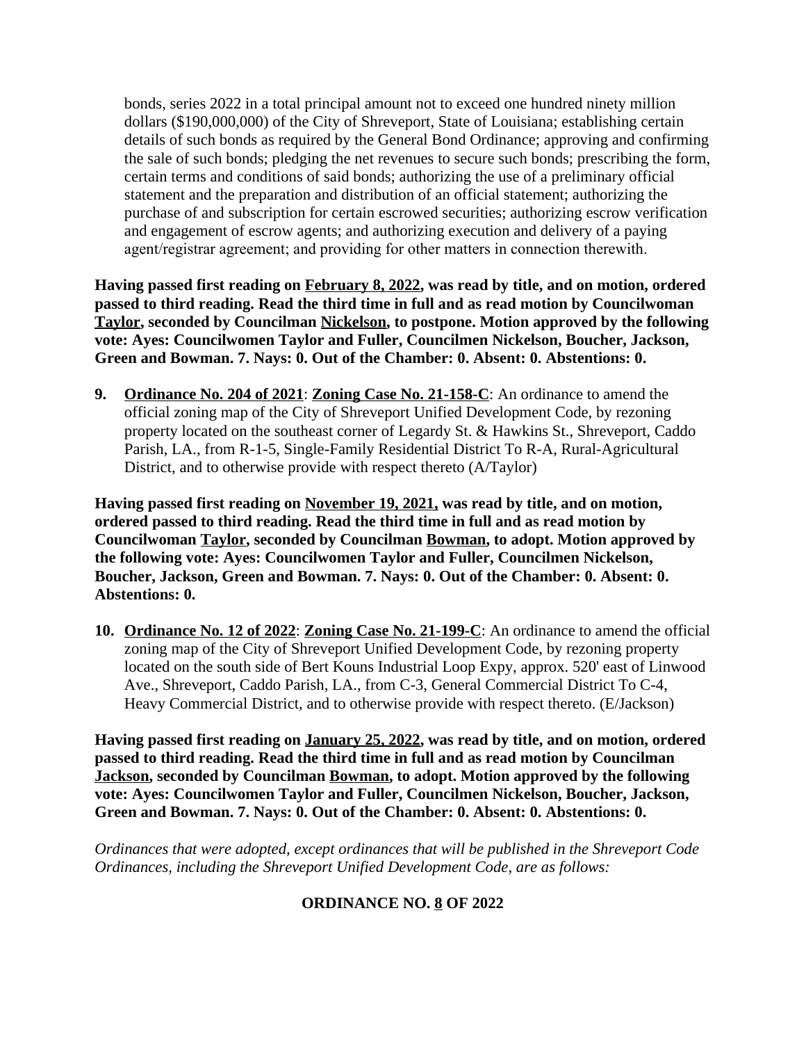bonds, series 2022 in a total principal amount not to exceed one hundred ninety million dollars ($190,000,000) of the City of Shreveport, State of Louisiana; establishing certain details of such bonds as required by the General Bond Ordinance; approving and confirming the sale of such bonds; pledging the net revenues to secure such bonds; prescribing the form, certain terms and conditions of said bonds; authorizing the use of a preliminary official statement and the preparation and distribution of an official statement; authorizing the purchase of and subscription for certain escrowed securities; authorizing escrow verification and engagement of escrow agents; and authorizing execution and delivery of a paying agent/registrar agreement; and providing for other matters in connection therewith.

**Having passed first reading on February 8, 2022, was read by title, and on motion, ordered passed to third reading. Read the third time in full and as read motion by Councilwoman Taylor, seconded by Councilman Nickelson, to postpone. Motion approved by the following vote: Ayes: Councilwomen Taylor and Fuller, Councilmen Nickelson, Boucher, Jackson, Green and Bowman. 7. Nays: 0. Out of the Chamber: 0. Absent: 0. Abstentions: 0.**

9. **Ordinance No. 204 of 2021**: **Zoning Case No. 21-158-C**: An ordinance to amend the official zoning map of the City of Shreveport Unified Development Code, by rezoning property located on the southeast corner of Legardy St. & Hawkins St., Shreveport, Caddo Parish, LA., from R-1-5, Single-Family Residential District To R-A, Rural-Agricultural District, and to otherwise provide with respect thereto (A/Taylor)

**Having passed first reading on November 19, 2021, was read by title, and on motion, ordered passed to third reading. Read the third time in full and as read motion by Councilwoman Taylor, seconded by Councilman Bowman, to adopt. Motion approved by the following vote: Ayes: Councilwomen Taylor and Fuller, Councilmen Nickelson, Boucher, Jackson, Green and Bowman. 7. Nays: 0. Out of the Chamber: 0. Absent: 0. Abstentions: 0.**

10. **Ordinance No. 12 of 2022**: **Zoning Case No. 21-199-C**: An ordinance to amend the official zoning map of the City of Shreveport Unified Development Code, by rezoning property located on the south side of Bert Kouns Industrial Loop Expy, approx. 520' east of Linwood Ave., Shreveport, Caddo Parish, LA., from C-3, General Commercial District To C-4, Heavy Commercial District, and to otherwise provide with respect thereto. (E/Jackson)

**Having passed first reading on January 25, 2022, was read by title, and on motion, ordered passed to third reading. Read the third time in full and as read motion by Councilman Jackson, seconded by Councilman Bowman, to adopt. Motion approved by the following vote: Ayes: Councilwomen Taylor and Fuller, Councilmen Nickelson, Boucher, Jackson, Green and Bowman. 7. Nays: 0. Out of the Chamber: 0. Absent: 0. Abstentions: 0.**

*Ordinances that were adopted, except ordinances that will be published in the Shreveport Code Ordinances, including the Shreveport Unified Development Code, are as follows:*

**ORDINANCE NO. 8 OF 2022**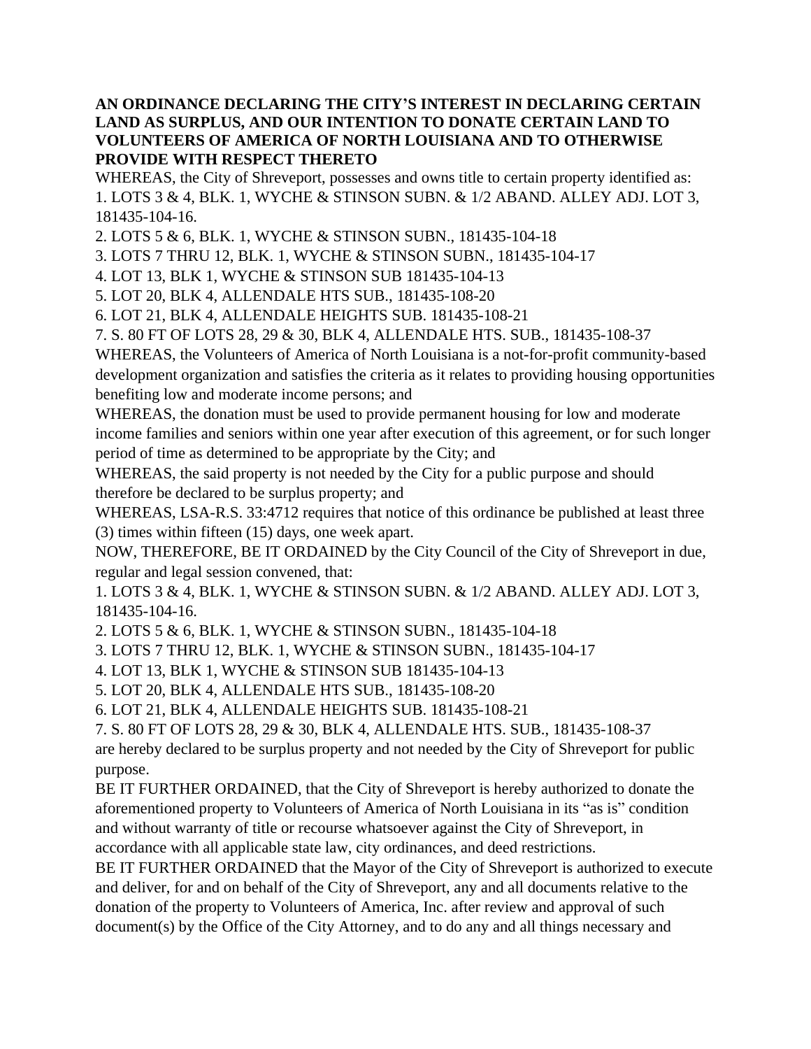**AN ORDINANCE DECLARING THE CITY'S INTEREST IN DECLARING CERTAIN LAND AS SURPLUS, AND OUR INTENTION TO DONATE CERTAIN LAND TO VOLUNTEERS OF AMERICA OF NORTH LOUISIANA AND TO OTHERWISE PROVIDE WITH RESPECT THERETO**

WHEREAS, the City of Shreveport, possesses and owns title to certain property identified as:

1. LOTS 3 & 4, BLK. 1, WYCHE & STINSON SUBN. & 1/2 ABAND. ALLEY ADJ. LOT 3, 181435-104-16.
2. LOTS 5 & 6, BLK. 1, WYCHE & STINSON SUBN., 181435-104-18
3. LOTS 7 THRU 12, BLK. 1, WYCHE & STINSON SUBN., 181435-104-17
4. LOT 13, BLK 1, WYCHE & STINSON SUB 181435-104-13
5. LOT 20, BLK 4, ALLENDALE HTS SUB., 181435-108-20
6. LOT 21, BLK 4, ALLENDALE HEIGHTS SUB. 181435-108-21
7. S. 80 FT OF LOTS 28, 29 & 30, BLK 4, ALLENDALE HTS. SUB., 181435-108-37

WHEREAS, the Volunteers of America of North Louisiana is a not-for-profit community-based development organization and satisfies the criteria as it relates to providing housing opportunities benefiting low and moderate income persons; and

WHEREAS, the donation must be used to provide permanent housing for low and moderate income families and seniors within one year after execution of this agreement, or for such longer period of time as determined to be appropriate by the City; and

WHEREAS, the said property is not needed by the City for a public purpose and should therefore be declared to be surplus property; and

WHEREAS, LSA-R.S. 33:4712 requires that notice of this ordinance be published at least three (3) times within fifteen (15) days, one week apart.

NOW, THEREFORE, BE IT ORDAINED by the City Council of the City of Shreveport in due, regular and legal session convened, that:

1. LOTS 3 & 4, BLK. 1, WYCHE & STINSON SUBN. & 1/2 ABAND. ALLEY ADJ. LOT 3, 181435-104-16.
2. LOTS 5 & 6, BLK. 1, WYCHE & STINSON SUBN., 181435-104-18
3. LOTS 7 THRU 12, BLK. 1, WYCHE & STINSON SUBN., 181435-104-17
4. LOT 13, BLK 1, WYCHE & STINSON SUB 181435-104-13
5. LOT 20, BLK 4, ALLENDALE HTS SUB., 181435-108-20
6. LOT 21, BLK 4, ALLENDALE HEIGHTS SUB. 181435-108-21
7. S. 80 FT OF LOTS 28, 29 & 30, BLK 4, ALLENDALE HTS. SUB., 181435-108-37

are hereby declared to be surplus property and not needed by the City of Shreveport for public purpose.

BE IT FURTHER ORDAINED, that the City of Shreveport is hereby authorized to donate the aforementioned property to Volunteers of America of North Louisiana in its "as is" condition and without warranty of title or recourse whatsoever against the City of Shreveport, in accordance with all applicable state law, city ordinances, and deed restrictions.

BE IT FURTHER ORDAINED that the Mayor of the City of Shreveport is authorized to execute and deliver, for and on behalf of the City of Shreveport, any and all documents relative to the donation of the property to Volunteers of America, Inc. after review and approval of such document(s) by the Office of the City Attorney, and to do any and all things necessary and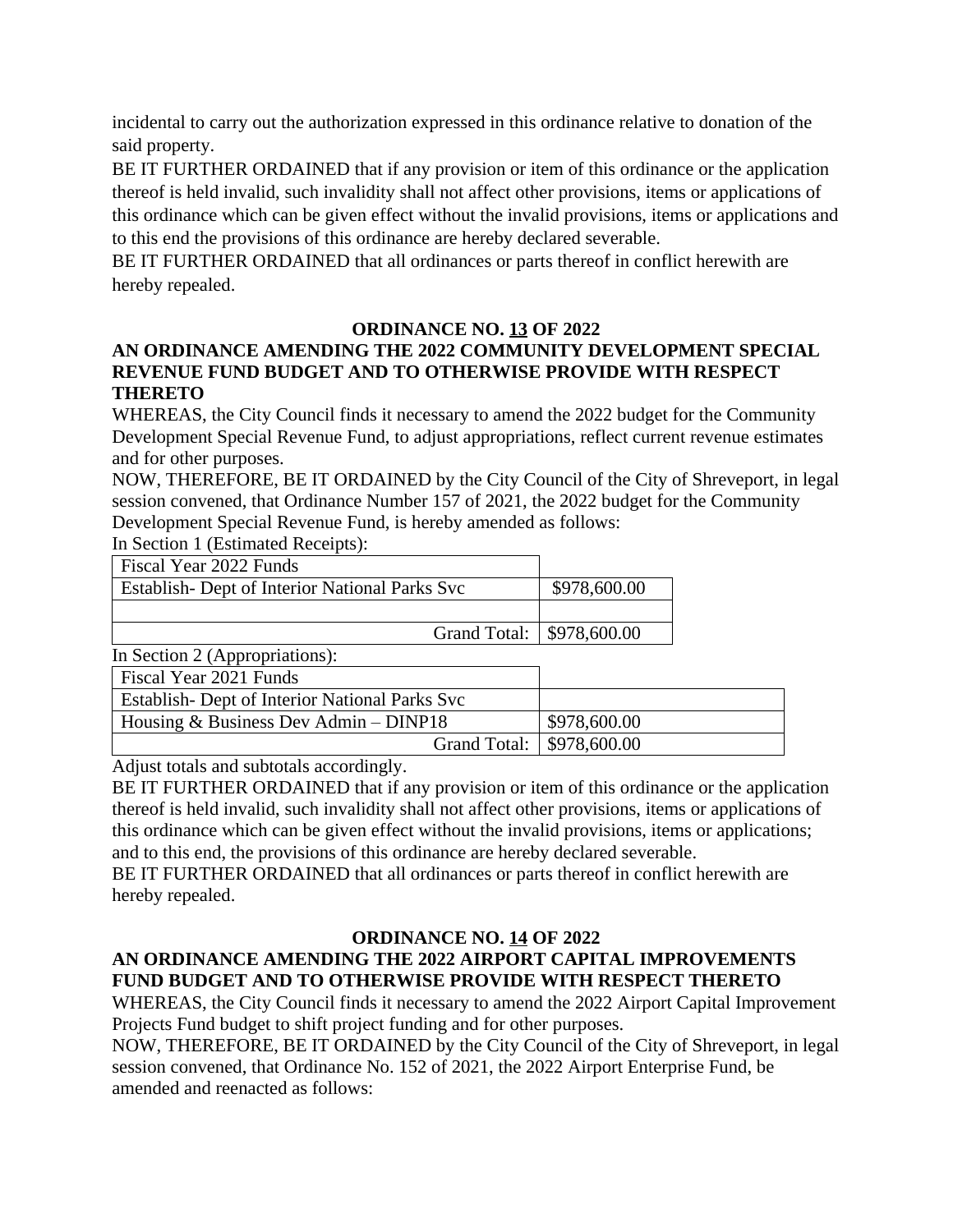incidental to carry out the authorization expressed in this ordinance relative to donation of the said property.

BE IT FURTHER ORDAINED that if any provision or item of this ordinance or the application thereof is held invalid, such invalidity shall not affect other provisions, items or applications of this ordinance which can be given effect without the invalid provisions, items or applications and to this end the provisions of this ordinance are hereby declared severable.

BE IT FURTHER ORDAINED that all ordinances or parts thereof in conflict herewith are hereby repealed.

## ORDINANCE NO. 13 OF 2022

### AN ORDINANCE AMENDING THE 2022 COMMUNITY DEVELOPMENT SPECIAL REVENUE FUND BUDGET AND TO OTHERWISE PROVIDE WITH RESPECT THERETO

WHEREAS, the City Council finds it necessary to amend the 2022 budget for the Community Development Special Revenue Fund, to adjust appropriations, reflect current revenue estimates and for other purposes.

NOW, THEREFORE, BE IT ORDAINED by the City Council of the City of Shreveport, in legal session convened, that Ordinance Number 157 of 2021, the 2022 budget for the Community Development Special Revenue Fund, is hereby amended as follows:

In Section 1 (Estimated Receipts):

| Fiscal Year 2022 Funds | |
|---|---|
| Establish- Dept of Interior National Parks Svc | $978,600.00 |
| | |
| Grand Total: | $978,600.00 |

In Section 2 (Appropriations):

| Fiscal Year 2021 Funds | |
|---|---|
| Establish- Dept of Interior National Parks Svc | |
| Housing & Business Dev Admin – DINP18 | $978,600.00 |
| Grand Total: | $978,600.00 |

Adjust totals and subtotals accordingly.

BE IT FURTHER ORDAINED that if any provision or item of this ordinance or the application thereof is held invalid, such invalidity shall not affect other provisions, items or applications of this ordinance which can be given effect without the invalid provisions, items or applications; and to this end, the provisions of this ordinance are hereby declared severable.

BE IT FURTHER ORDAINED that all ordinances or parts thereof in conflict herewith are hereby repealed.

## ORDINANCE NO. 14 OF 2022

### AN ORDINANCE AMENDING THE 2022 AIRPORT CAPITAL IMPROVEMENTS FUND BUDGET AND TO OTHERWISE PROVIDE WITH RESPECT THERETO

WHEREAS, the City Council finds it necessary to amend the 2022 Airport Capital Improvement Projects Fund budget to shift project funding and for other purposes.

NOW, THEREFORE, BE IT ORDAINED by the City Council of the City of Shreveport, in legal session convened, that Ordinance No. 152 of 2021, the 2022 Airport Enterprise Fund, be amended and reenacted as follows: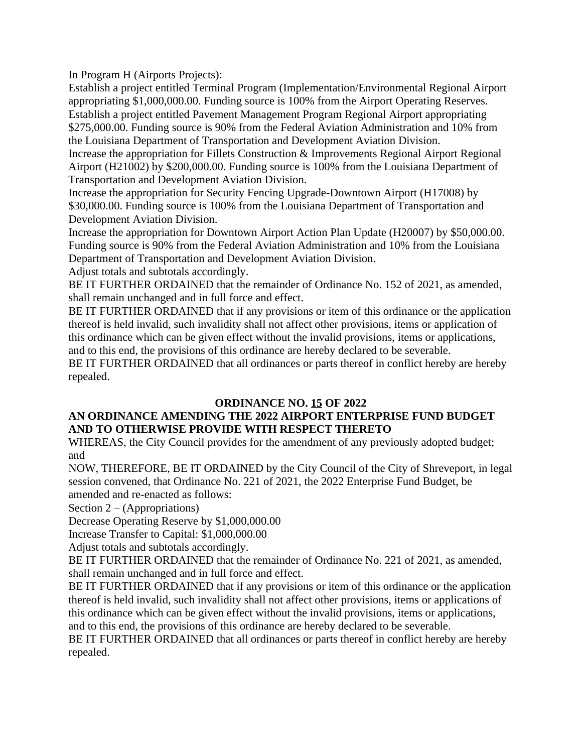In Program H (Airports Projects):

Establish a project entitled Terminal Program (Implementation/Environmental Regional Airport appropriating $1,000,000.00. Funding source is 100% from the Airport Operating Reserves.

Establish a project entitled Pavement Management Program Regional Airport appropriating $275,000.00. Funding source is 90% from the Federal Aviation Administration and 10% from the Louisiana Department of Transportation and Development Aviation Division.

Increase the appropriation for Fillets Construction & Improvements Regional Airport Regional Airport (H21002) by $200,000.00. Funding source is 100% from the Louisiana Department of Transportation and Development Aviation Division.

Increase the appropriation for Security Fencing Upgrade-Downtown Airport (H17008) by $30,000.00. Funding source is 100% from the Louisiana Department of Transportation and Development Aviation Division.

Increase the appropriation for Downtown Airport Action Plan Update (H20007) by $50,000.00. Funding source is 90% from the Federal Aviation Administration and 10% from the Louisiana Department of Transportation and Development Aviation Division.

Adjust totals and subtotals accordingly.

BE IT FURTHER ORDAINED that the remainder of Ordinance No. 152 of 2021, as amended, shall remain unchanged and in full force and effect.

BE IT FURTHER ORDAINED that if any provisions or item of this ordinance or the application thereof is held invalid, such invalidity shall not affect other provisions, items or application of this ordinance which can be given effect without the invalid provisions, items or applications, and to this end, the provisions of this ordinance are hereby declared to be severable.

BE IT FURTHER ORDAINED that all ordinances or parts thereof in conflict hereby are hereby repealed.

**ORDINANCE NO. 15 OF 2022**

**AN ORDINANCE AMENDING THE 2022 AIRPORT ENTERPRISE FUND BUDGET AND TO OTHERWISE PROVIDE WITH RESPECT THERETO**

WHEREAS, the City Council provides for the amendment of any previously adopted budget; and

NOW, THEREFORE, BE IT ORDAINED by the City Council of the City of Shreveport, in legal session convened, that Ordinance No. 221 of 2021, the 2022 Enterprise Fund Budget, be amended and re-enacted as follows:

Section 2 – (Appropriations)

Decrease Operating Reserve by $1,000,000.00

Increase Transfer to Capital: $1,000,000.00

Adjust totals and subtotals accordingly.

BE IT FURTHER ORDAINED that the remainder of Ordinance No. 221 of 2021, as amended, shall remain unchanged and in full force and effect.

BE IT FURTHER ORDAINED that if any provisions or item of this ordinance or the application thereof is held invalid, such invalidity shall not affect other provisions, items or applications of this ordinance which can be given effect without the invalid provisions, items or applications, and to this end, the provisions of this ordinance are hereby declared to be severable.

BE IT FURTHER ORDAINED that all ordinances or parts thereof in conflict hereby are hereby repealed.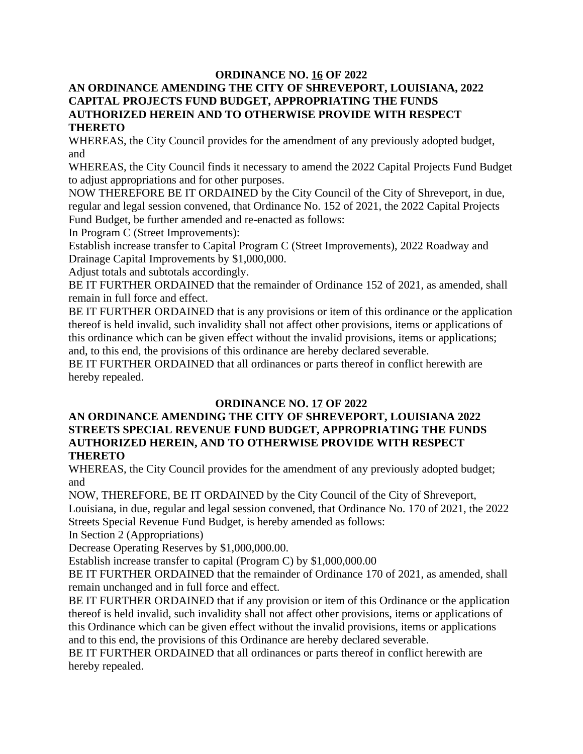## ORDINANCE NO. 16 OF 2022

**AN ORDINANCE AMENDING THE CITY OF SHREVEPORT, LOUISIANA, 2022 CAPITAL PROJECTS FUND BUDGET, APPROPRIATING THE FUNDS AUTHORIZED HEREIN AND TO OTHERWISE PROVIDE WITH RESPECT THERETO**

WHEREAS, the City Council provides for the amendment of any previously adopted budget, and

WHEREAS, the City Council finds it necessary to amend the 2022 Capital Projects Fund Budget to adjust appropriations and for other purposes.

NOW THEREFORE BE IT ORDAINED by the City Council of the City of Shreveport, in due, regular and legal session convened, that Ordinance No. 152 of 2021, the 2022 Capital Projects Fund Budget, be further amended and re-enacted as follows:

In Program C (Street Improvements):

Establish increase transfer to Capital Program C (Street Improvements), 2022 Roadway and Drainage Capital Improvements by $1,000,000.

Adjust totals and subtotals accordingly.

BE IT FURTHER ORDAINED that the remainder of Ordinance 152 of 2021, as amended, shall remain in full force and effect.

BE IT FURTHER ORDAINED that is any provisions or item of this ordinance or the application thereof is held invalid, such invalidity shall not affect other provisions, items or applications of this ordinance which can be given effect without the invalid provisions, items or applications; and, to this end, the provisions of this ordinance are hereby declared severable.

BE IT FURTHER ORDAINED that all ordinances or parts thereof in conflict herewith are hereby repealed.

## ORDINANCE NO. 17 OF 2022

**AN ORDINANCE AMENDING THE CITY OF SHREVEPORT, LOUISIANA 2022 STREETS SPECIAL REVENUE FUND BUDGET, APPROPRIATING THE FUNDS AUTHORIZED HEREIN, AND TO OTHERWISE PROVIDE WITH RESPECT THERETO**

WHEREAS, the City Council provides for the amendment of any previously adopted budget; and

NOW, THEREFORE, BE IT ORDAINED by the City Council of the City of Shreveport, Louisiana, in due, regular and legal session convened, that Ordinance No. 170 of 2021, the 2022 Streets Special Revenue Fund Budget, is hereby amended as follows:

In Section 2 (Appropriations)

Decrease Operating Reserves by $1,000,000.00.

Establish increase transfer to capital (Program C) by $1,000,000.00

BE IT FURTHER ORDAINED that the remainder of Ordinance 170 of 2021, as amended, shall remain unchanged and in full force and effect.

BE IT FURTHER ORDAINED that if any provision or item of this Ordinance or the application thereof is held invalid, such invalidity shall not affect other provisions, items or applications of this Ordinance which can be given effect without the invalid provisions, items or applications and to this end, the provisions of this Ordinance are hereby declared severable.

BE IT FURTHER ORDAINED that all ordinances or parts thereof in conflict herewith are hereby repealed.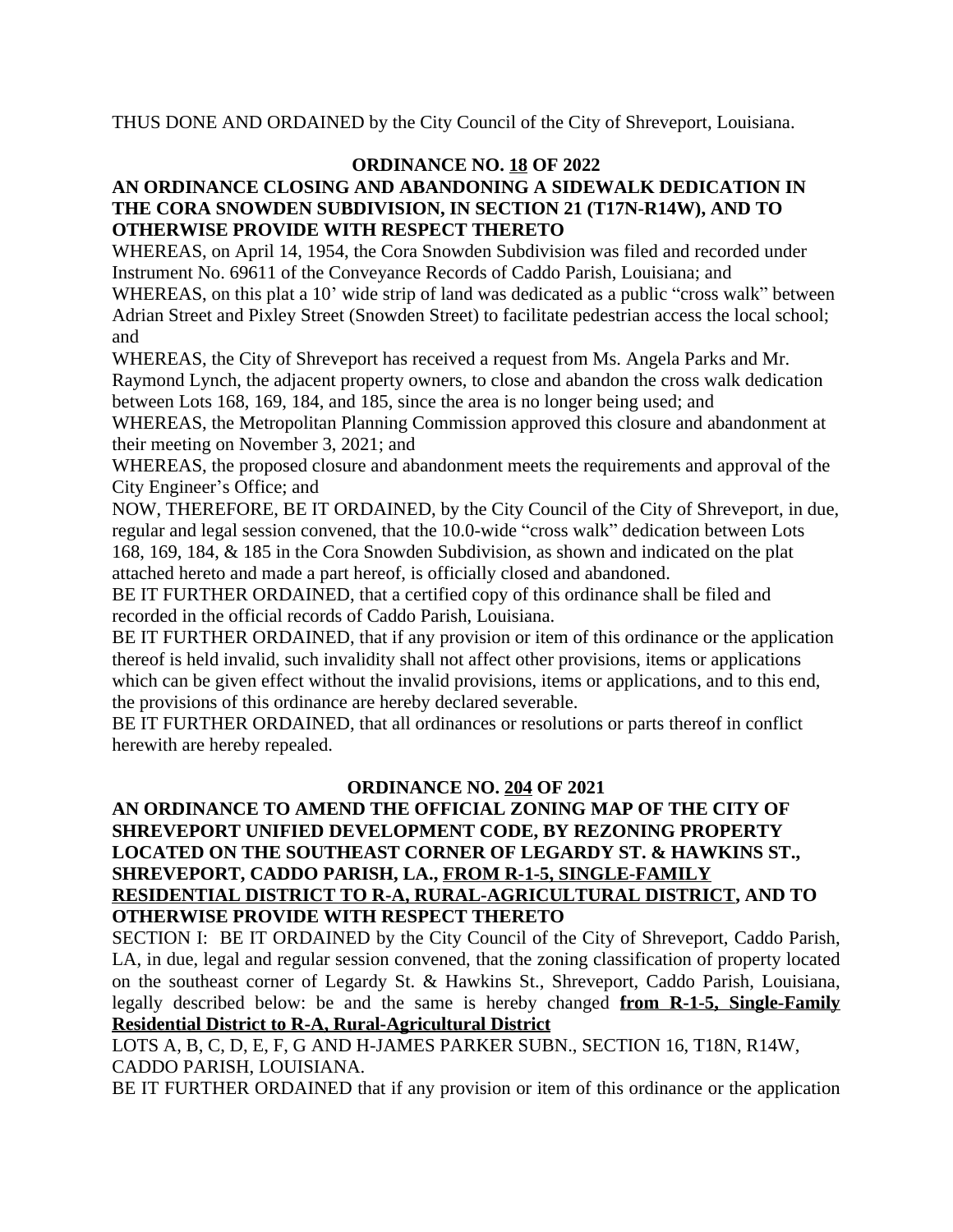THUS DONE AND ORDAINED by the City Council of the City of Shreveport, Louisiana.

**ORDINANCE NO. <u>18</u> OF 2022**

**AN ORDINANCE CLOSING AND ABANDONING A SIDEWALK DEDICATION IN THE CORA SNOWDEN SUBDIVISION, IN SECTION 21 (T17N-R14W), AND TO OTHERWISE PROVIDE WITH RESPECT THERETO**

WHEREAS, on April 14, 1954, the Cora Snowden Subdivision was filed and recorded under Instrument No. 69611 of the Conveyance Records of Caddo Parish, Louisiana; and

WHEREAS, on this plat a 10' wide strip of land was dedicated as a public "cross walk" between Adrian Street and Pixley Street (Snowden Street) to facilitate pedestrian access the local school; and

WHEREAS, the City of Shreveport has received a request from Ms. Angela Parks and Mr. Raymond Lynch, the adjacent property owners, to close and abandon the cross walk dedication between Lots 168, 169, 184, and 185, since the area is no longer being used; and

WHEREAS, the Metropolitan Planning Commission approved this closure and abandonment at their meeting on November 3, 2021; and

WHEREAS, the proposed closure and abandonment meets the requirements and approval of the City Engineer's Office; and

NOW, THEREFORE, BE IT ORDAINED, by the City Council of the City of Shreveport, in due, regular and legal session convened, that the 10.0-wide "cross walk" dedication between Lots 168, 169, 184, & 185 in the Cora Snowden Subdivision, as shown and indicated on the plat attached hereto and made a part hereof, is officially closed and abandoned.

BE IT FURTHER ORDAINED, that a certified copy of this ordinance shall be filed and recorded in the official records of Caddo Parish, Louisiana.

BE IT FURTHER ORDAINED, that if any provision or item of this ordinance or the application thereof is held invalid, such invalidity shall not affect other provisions, items or applications which can be given effect without the invalid provisions, items or applications, and to this end, the provisions of this ordinance are hereby declared severable.

BE IT FURTHER ORDAINED, that all ordinances or resolutions or parts thereof in conflict herewith are hereby repealed.

**ORDINANCE NO. <u>204</u> OF 2021**

**AN ORDINANCE TO AMEND THE OFFICIAL ZONING MAP OF THE CITY OF SHREVEPORT UNIFIED DEVELOPMENT CODE, BY REZONING PROPERTY LOCATED ON THE SOUTHEAST CORNER OF LEGARDY ST. & HAWKINS ST., SHREVEPORT, CADDO PARISH, LA., <u>FROM R-1-5, SINGLE-FAMILY RESIDENTIAL DISTRICT TO R-A, RURAL-AGRICULTURAL DISTRICT</u>, AND TO OTHERWISE PROVIDE WITH RESPECT THERETO**

SECTION I: BE IT ORDAINED by the City Council of the City of Shreveport, Caddo Parish, LA, in due, legal and regular session convened, that the zoning classification of property located on the southeast corner of Legardy St. & Hawkins St., Shreveport, Caddo Parish, Louisiana, legally described below: be and the same is hereby changed **<u>from R-1-5, Single-Family Residential District to R-A, Rural-Agricultural District</u>**

LOTS A, B, C, D, E, F, G AND H-JAMES PARKER SUBN., SECTION 16, T18N, R14W, CADDO PARISH, LOUISIANA.

BE IT FURTHER ORDAINED that if any provision or item of this ordinance or the application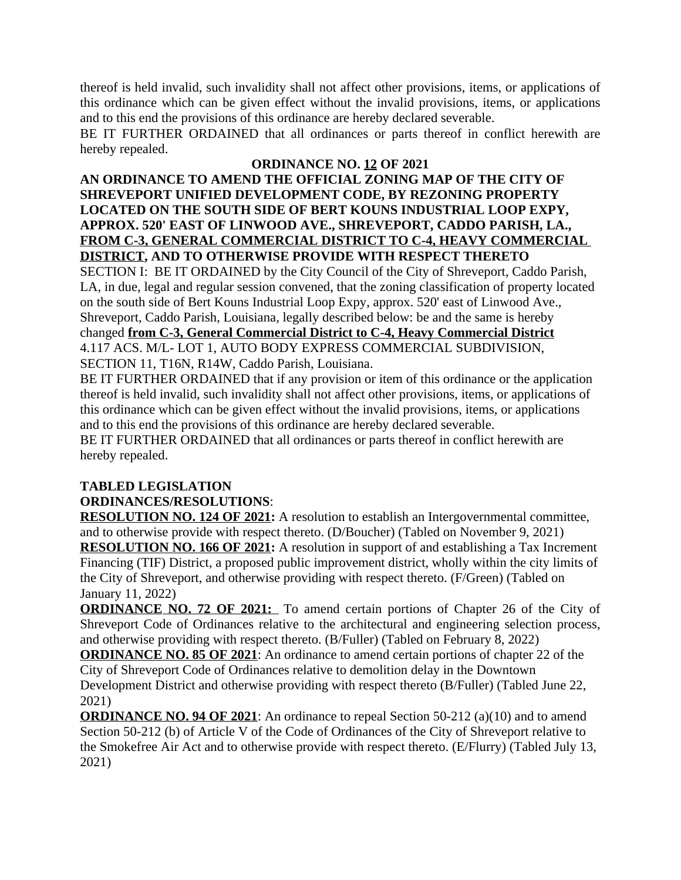thereof is held invalid, such invalidity shall not affect other provisions, items, or applications of this ordinance which can be given effect without the invalid provisions, items, or applications and to this end the provisions of this ordinance are hereby declared severable.

BE IT FURTHER ORDAINED that all ordinances or parts thereof in conflict herewith are hereby repealed.

**ORDINANCE NO. <u>12</u> OF 2021**

**AN ORDINANCE TO AMEND THE OFFICIAL ZONING MAP OF THE CITY OF SHREVEPORT UNIFIED DEVELOPMENT CODE, BY REZONING PROPERTY LOCATED ON THE SOUTH SIDE OF BERT KOUNS INDUSTRIAL LOOP EXPY, APPROX. 520' EAST OF LINWOOD AVE., SHREVEPORT, CADDO PARISH, LA., <u>FROM C-3, GENERAL COMMERCIAL DISTRICT TO C-4, HEAVY COMMERCIAL DISTRICT</u>, AND TO OTHERWISE PROVIDE WITH RESPECT THERETO**

SECTION I: BE IT ORDAINED by the City Council of the City of Shreveport, Caddo Parish, LA, in due, legal and regular session convened, that the zoning classification of property located on the south side of Bert Kouns Industrial Loop Expy, approx. 520' east of Linwood Ave., Shreveport, Caddo Parish, Louisiana, legally described below: be and the same is hereby changed **<u>from C-3, General Commercial District to C-4, Heavy Commercial District</u>**

4.117 ACS. M/L- LOT 1, AUTO BODY EXPRESS COMMERCIAL SUBDIVISION, SECTION 11, T16N, R14W, Caddo Parish, Louisiana.

BE IT FURTHER ORDAINED that if any provision or item of this ordinance or the application thereof is held invalid, such invalidity shall not affect other provisions, items, or applications of this ordinance which can be given effect without the invalid provisions, items, or applications and to this end the provisions of this ordinance are hereby declared severable.

BE IT FURTHER ORDAINED that all ordinances or parts thereof in conflict herewith are hereby repealed.

**TABLED LEGISLATION**

**ORDINANCES/RESOLUTIONS**:

**<u>RESOLUTION NO. 124 OF 2021:</u>** A resolution to establish an Intergovernmental committee, and to otherwise provide with respect thereto. (D/Boucher) (Tabled on November 9, 2021)

**<u>RESOLUTION NO. 166 OF 2021:</u>** A resolution in support of and establishing a Tax Increment Financing (TIF) District, a proposed public improvement district, wholly within the city limits of the City of Shreveport, and otherwise providing with respect thereto. (F/Green) (Tabled on January 11, 2022)

**<u>ORDINANCE NO. 72 OF 2021:</u>** To amend certain portions of Chapter 26 of the City of Shreveport Code of Ordinances relative to the architectural and engineering selection process, and otherwise providing with respect thereto. (B/Fuller) (Tabled on February 8, 2022)

**<u>ORDINANCE NO. 85 OF 2021</u>**: An ordinance to amend certain portions of chapter 22 of the City of Shreveport Code of Ordinances relative to demolition delay in the Downtown Development District and otherwise providing with respect thereto (B/Fuller) (Tabled June 22, 2021)

**<u>ORDINANCE NO. 94 OF 2021</u>**: An ordinance to repeal Section 50-212 (a)(10) and to amend Section 50-212 (b) of Article V of the Code of Ordinances of the City of Shreveport relative to the Smokefree Air Act and to otherwise provide with respect thereto. (E/Flurry) (Tabled July 13, 2021)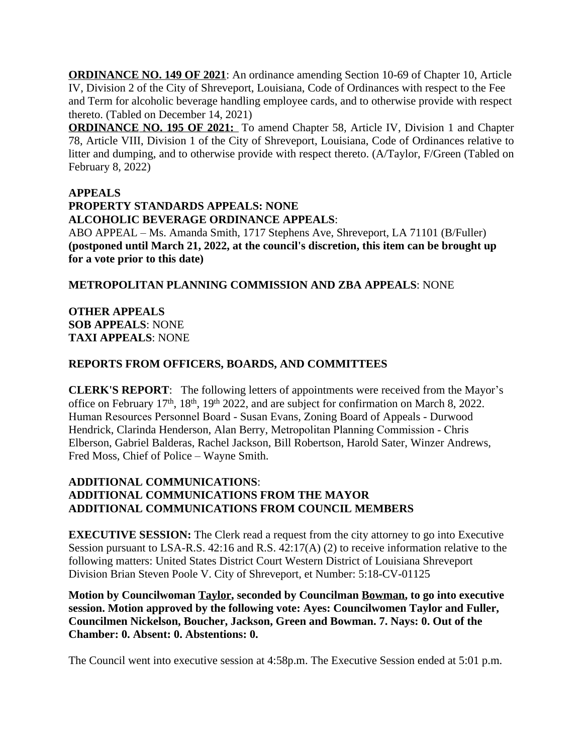**ORDINANCE NO. 149 OF 2021**: An ordinance amending Section 10-69 of Chapter 10, Article IV, Division 2 of the City of Shreveport, Louisiana, Code of Ordinances with respect to the Fee and Term for alcoholic beverage handling employee cards, and to otherwise provide with respect thereto. (Tabled on December 14, 2021)

**ORDINANCE NO. 195 OF 2021:** To amend Chapter 58, Article IV, Division 1 and Chapter 78, Article VIII, Division 1 of the City of Shreveport, Louisiana, Code of Ordinances relative to litter and dumping, and to otherwise provide with respect thereto. (A/Taylor, F/Green (Tabled on February 8, 2022)

**APPEALS**

**PROPERTY STANDARDS APPEALS: NONE**

**ALCOHOLIC BEVERAGE ORDINANCE APPEALS**:

ABO APPEAL – Ms. Amanda Smith, 1717 Stephens Ave, Shreveport, LA 71101 (B/Fuller) **(postponed until March 21, 2022, at the council's discretion, this item can be brought up for a vote prior to this date)**

**METROPOLITAN PLANNING COMMISSION AND ZBA APPEALS**: NONE

**OTHER APPEALS**

**SOB APPEALS**: NONE

**TAXI APPEALS**: NONE

**REPORTS FROM OFFICERS, BOARDS, AND COMMITTEES**

**CLERK'S REPORT**: The following letters of appointments were received from the Mayor's office on February 17th, 18th, 19th 2022, and are subject for confirmation on March 8, 2022. Human Resources Personnel Board - Susan Evans, Zoning Board of Appeals - Durwood Hendrick, Clarinda Henderson, Alan Berry, Metropolitan Planning Commission - Chris Elberson, Gabriel Balderas, Rachel Jackson, Bill Robertson, Harold Sater, Winzer Andrews, Fred Moss, Chief of Police – Wayne Smith.

**ADDITIONAL COMMUNICATIONS**:

**ADDITIONAL COMMUNICATIONS FROM THE MAYOR**

**ADDITIONAL COMMUNICATIONS FROM COUNCIL MEMBERS**

**EXECUTIVE SESSION:** The Clerk read a request from the city attorney to go into Executive Session pursuant to LSA-R.S. 42:16 and R.S. 42:17(A) (2) to receive information relative to the following matters: United States District Court Western District of Louisiana Shreveport Division Brian Steven Poole V. City of Shreveport, et Number: 5:18-CV-01125

**Motion by Councilwoman Taylor, seconded by Councilman Bowman, to go into executive session. Motion approved by the following vote: Ayes: Councilwomen Taylor and Fuller, Councilmen Nickelson, Boucher, Jackson, Green and Bowman. 7. Nays: 0. Out of the Chamber: 0. Absent: 0. Abstentions: 0.**

The Council went into executive session at 4:58p.m. The Executive Session ended at 5:01 p.m.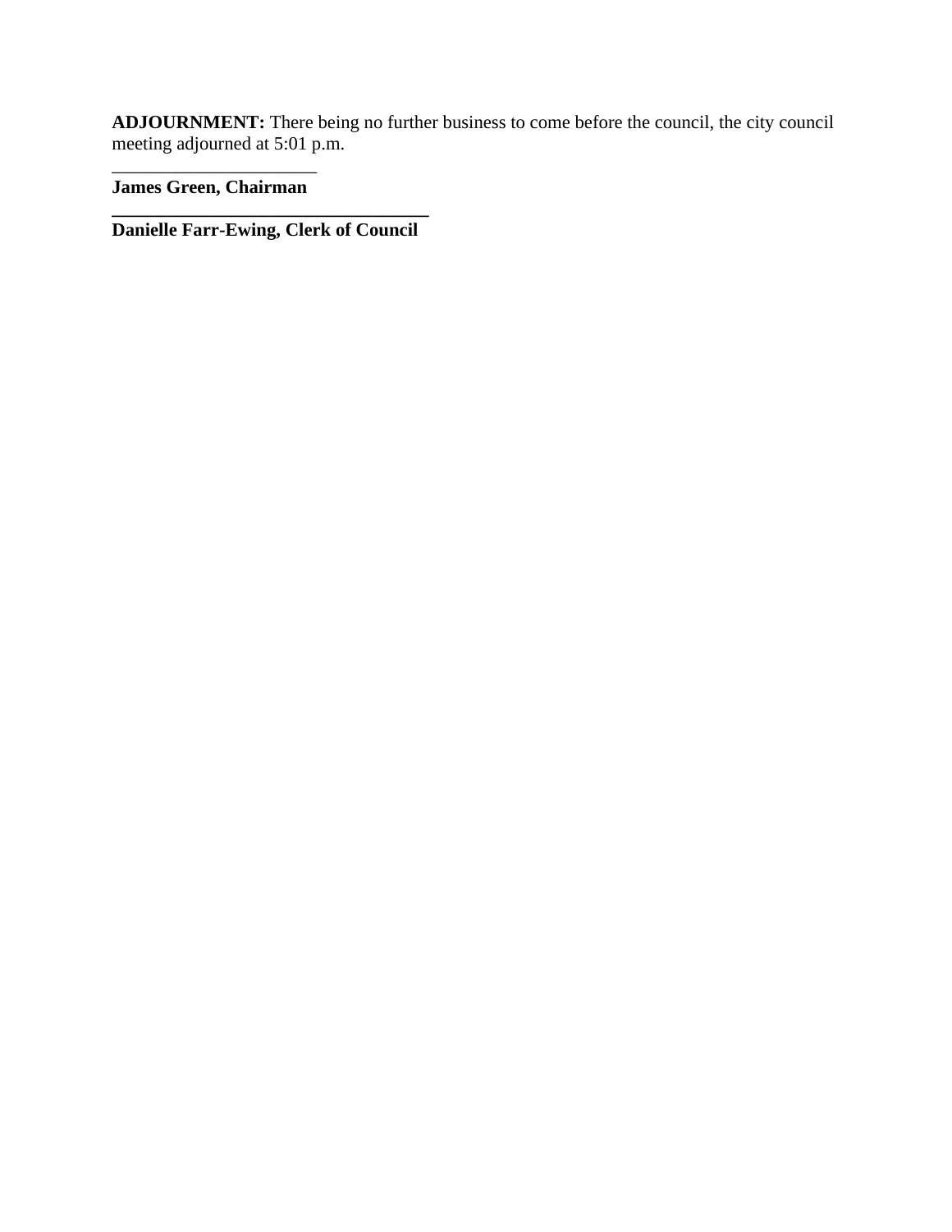**ADJOURNMENT:** There being no further business to come before the council, the city council meeting adjourned at 5:01 p.m.

______________________

**James Green, Chairman**

**________________________________**

**Danielle Farr-Ewing, Clerk of Council**